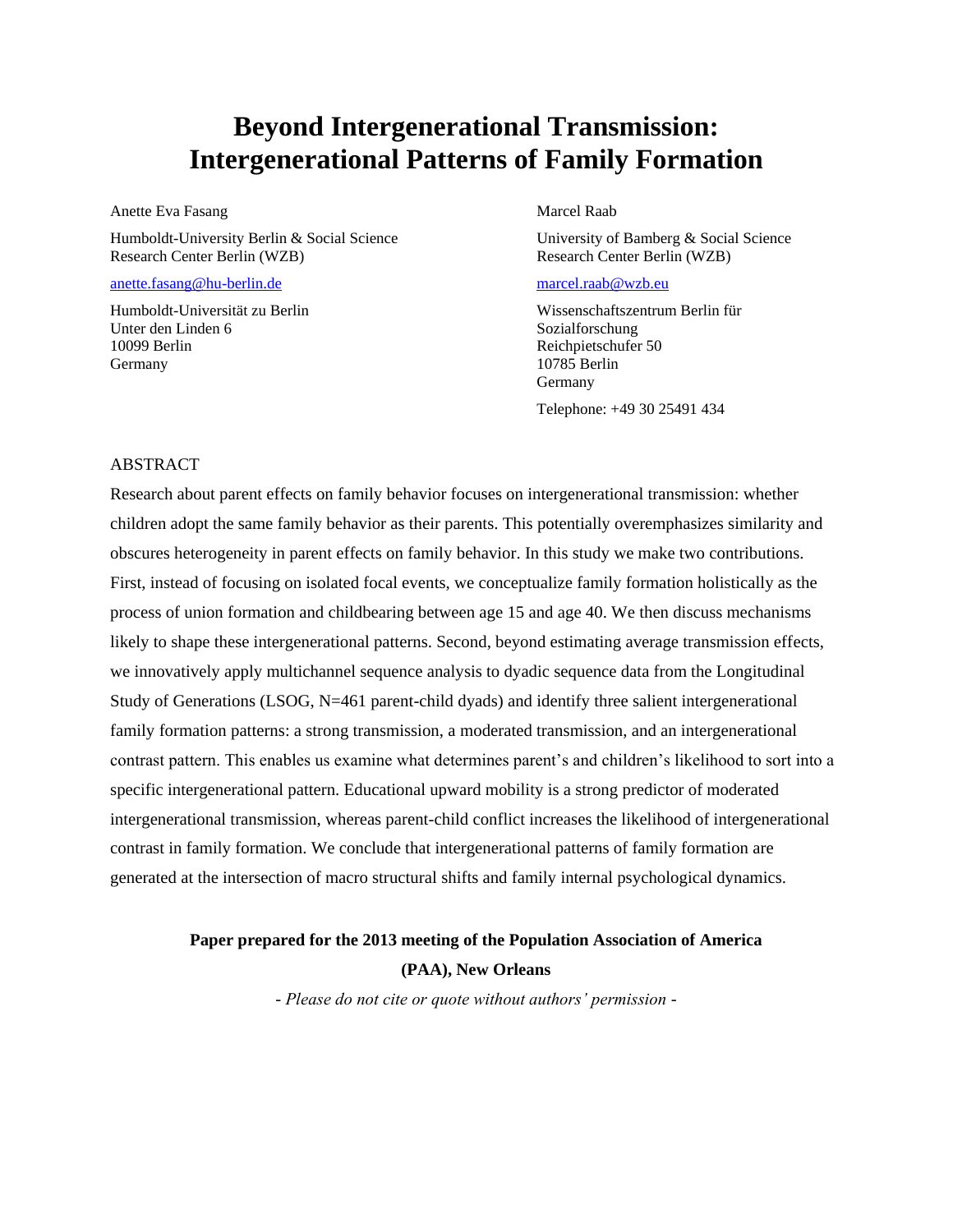# Beyond Intergenerational Transmission: Intergenerational Patterns of Family Formation

Anette Eva Fasang

Humboldt-University Berlin & Social Science Research Center Berlin (WZB)

anette.fasang@hu-berlin.de

Humboldt-Universität zu Berlin
Unter den Linden 6
10099 Berlin
Germany

Marcel Raab

University of Bamberg & Social Science Research Center Berlin (WZB)

marcel.raab@wzb.eu

Wissenschaftszentrum Berlin für Sozialforschung
Reichpietschufer 50
10785 Berlin
Germany

Telephone: +49 30 25491 434

ABSTRACT

Research about parent effects on family behavior focuses on intergenerational transmission: whether children adopt the same family behavior as their parents. This potentially overemphasizes similarity and obscures heterogeneity in parent effects on family behavior. In this study we make two contributions. First, instead of focusing on isolated focal events, we conceptualize family formation holistically as the process of union formation and childbearing between age 15 and age 40. We then discuss mechanisms likely to shape these intergenerational patterns. Second, beyond estimating average transmission effects, we innovatively apply multichannel sequence analysis to dyadic sequence data from the Longitudinal Study of Generations (LSOG, N=461 parent-child dyads) and identify three salient intergenerational family formation patterns: a strong transmission, a moderated transmission, and an intergenerational contrast pattern. This enables us examine what determines parent's and children's likelihood to sort into a specific intergenerational pattern. Educational upward mobility is a strong predictor of moderated intergenerational transmission, whereas parent-child conflict increases the likelihood of intergenerational contrast in family formation. We conclude that intergenerational patterns of family formation are generated at the intersection of macro structural shifts and family internal psychological dynamics.

**Paper prepared for the 2013 meeting of the Population Association of America (PAA), New Orleans**

*- Please do not cite or quote without authors' permission -*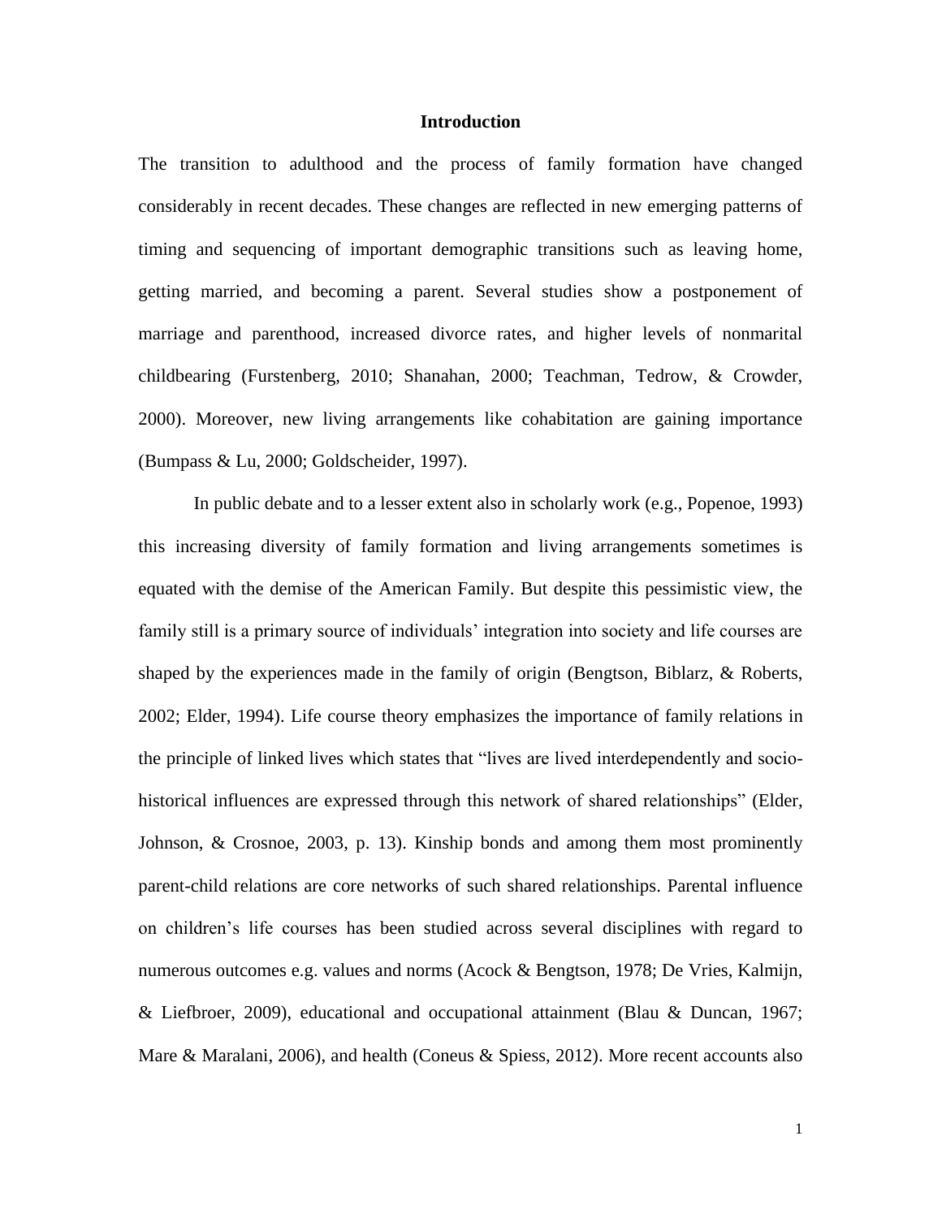# Introduction

The transition to adulthood and the process of family formation have changed considerably in recent decades. These changes are reflected in new emerging patterns of timing and sequencing of important demographic transitions such as leaving home, getting married, and becoming a parent. Several studies show a postponement of marriage and parenthood, increased divorce rates, and higher levels of nonmarital childbearing (Furstenberg, 2010; Shanahan, 2000; Teachman, Tedrow, & Crowder, 2000). Moreover, new living arrangements like cohabitation are gaining importance (Bumpass & Lu, 2000; Goldscheider, 1997).

In public debate and to a lesser extent also in scholarly work (e.g., Popenoe, 1993) this increasing diversity of family formation and living arrangements sometimes is equated with the demise of the American Family. But despite this pessimistic view, the family still is a primary source of individuals' integration into society and life courses are shaped by the experiences made in the family of origin (Bengtson, Biblarz, & Roberts, 2002; Elder, 1994). Life course theory emphasizes the importance of family relations in the principle of linked lives which states that "lives are lived interdependently and socio-historical influences are expressed through this network of shared relationships" (Elder, Johnson, & Crosnoe, 2003, p. 13). Kinship bonds and among them most prominently parent-child relations are core networks of such shared relationships. Parental influence on children's life courses has been studied across several disciplines with regard to numerous outcomes e.g. values and norms (Acock & Bengtson, 1978; De Vries, Kalmijn, & Liefbroer, 2009), educational and occupational attainment (Blau & Duncan, 1967; Mare & Maralani, 2006), and health (Coneus & Spiess, 2012). More recent accounts also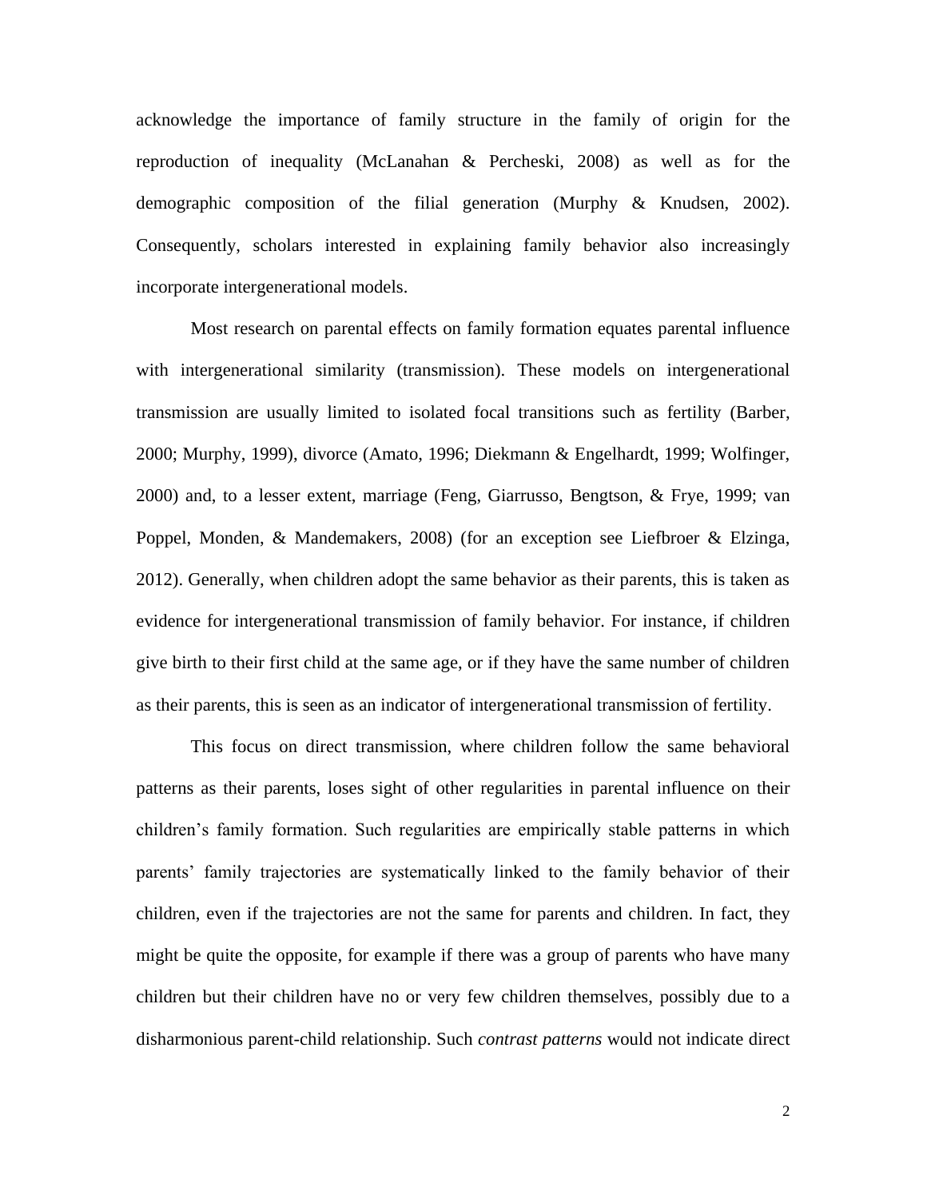acknowledge the importance of family structure in the family of origin for the reproduction of inequality (McLanahan & Percheski, 2008) as well as for the demographic composition of the filial generation (Murphy & Knudsen, 2002). Consequently, scholars interested in explaining family behavior also increasingly incorporate intergenerational models.

Most research on parental effects on family formation equates parental influence with intergenerational similarity (transmission). These models on intergenerational transmission are usually limited to isolated focal transitions such as fertility (Barber, 2000; Murphy, 1999), divorce (Amato, 1996; Diekmann & Engelhardt, 1999; Wolfinger, 2000) and, to a lesser extent, marriage (Feng, Giarrusso, Bengtson, & Frye, 1999; van Poppel, Monden, & Mandemakers, 2008) (for an exception see Liefbroer & Elzinga, 2012). Generally, when children adopt the same behavior as their parents, this is taken as evidence for intergenerational transmission of family behavior. For instance, if children give birth to their first child at the same age, or if they have the same number of children as their parents, this is seen as an indicator of intergenerational transmission of fertility.

This focus on direct transmission, where children follow the same behavioral patterns as their parents, loses sight of other regularities in parental influence on their children's family formation. Such regularities are empirically stable patterns in which parents' family trajectories are systematically linked to the family behavior of their children, even if the trajectories are not the same for parents and children. In fact, they might be quite the opposite, for example if there was a group of parents who have many children but their children have no or very few children themselves, possibly due to a disharmonious parent-child relationship. Such *contrast patterns* would not indicate direct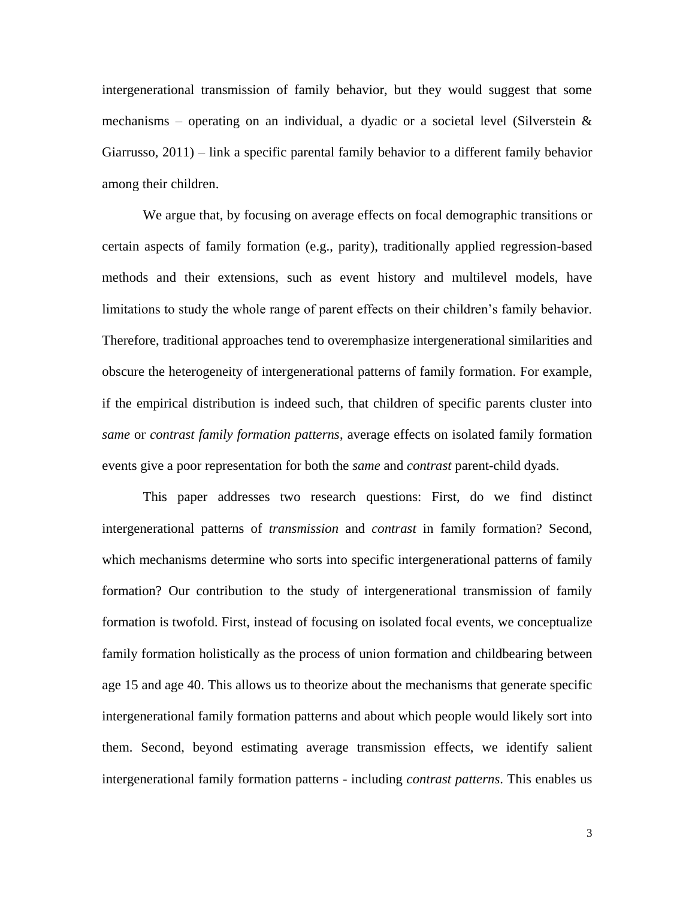intergenerational transmission of family behavior, but they would suggest that some mechanisms – operating on an individual, a dyadic or a societal level (Silverstein & Giarrusso, 2011) – link a specific parental family behavior to a different family behavior among their children.

We argue that, by focusing on average effects on focal demographic transitions or certain aspects of family formation (e.g., parity), traditionally applied regression-based methods and their extensions, such as event history and multilevel models, have limitations to study the whole range of parent effects on their children's family behavior. Therefore, traditional approaches tend to overemphasize intergenerational similarities and obscure the heterogeneity of intergenerational patterns of family formation. For example, if the empirical distribution is indeed such, that children of specific parents cluster into *same* or *contrast family formation patterns*, average effects on isolated family formation events give a poor representation for both the *same* and *contrast* parent-child dyads.

This paper addresses two research questions: First, do we find distinct intergenerational patterns of *transmission* and *contrast* in family formation? Second, which mechanisms determine who sorts into specific intergenerational patterns of family formation? Our contribution to the study of intergenerational transmission of family formation is twofold. First, instead of focusing on isolated focal events, we conceptualize family formation holistically as the process of union formation and childbearing between age 15 and age 40. This allows us to theorize about the mechanisms that generate specific intergenerational family formation patterns and about which people would likely sort into them. Second, beyond estimating average transmission effects, we identify salient intergenerational family formation patterns - including *contrast patterns*. This enables us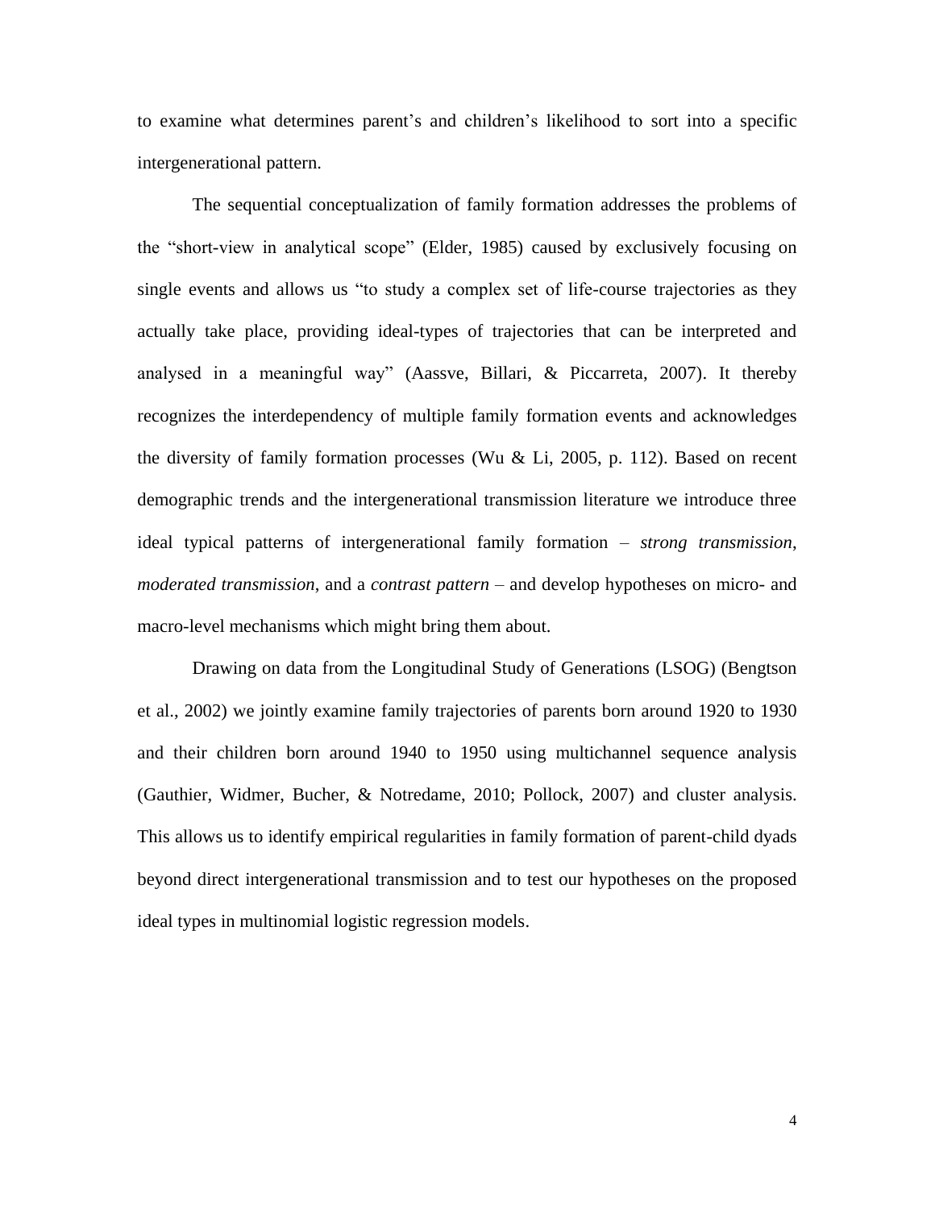to examine what determines parent's and children's likelihood to sort into a specific intergenerational pattern.

The sequential conceptualization of family formation addresses the problems of the "short-view in analytical scope" (Elder, 1985) caused by exclusively focusing on single events and allows us "to study a complex set of life-course trajectories as they actually take place, providing ideal-types of trajectories that can be interpreted and analysed in a meaningful way" (Aassve, Billari, & Piccarreta, 2007). It thereby recognizes the interdependency of multiple family formation events and acknowledges the diversity of family formation processes (Wu & Li, 2005, p. 112). Based on recent demographic trends and the intergenerational transmission literature we introduce three ideal typical patterns of intergenerational family formation – *strong transmission*, *moderated transmission*, and a *contrast pattern* – and develop hypotheses on micro- and macro-level mechanisms which might bring them about.

Drawing on data from the Longitudinal Study of Generations (LSOG) (Bengtson et al., 2002) we jointly examine family trajectories of parents born around 1920 to 1930 and their children born around 1940 to 1950 using multichannel sequence analysis (Gauthier, Widmer, Bucher, & Notredame, 2010; Pollock, 2007) and cluster analysis. This allows us to identify empirical regularities in family formation of parent-child dyads beyond direct intergenerational transmission and to test our hypotheses on the proposed ideal types in multinomial logistic regression models.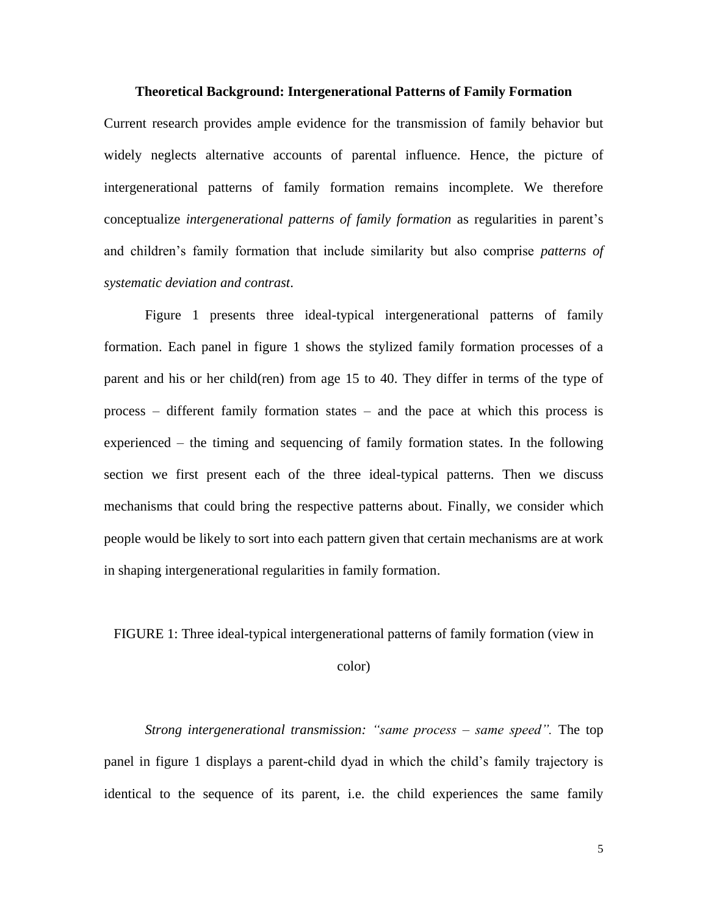## Theoretical Background: Intergenerational Patterns of Family Formation

Current research provides ample evidence for the transmission of family behavior but widely neglects alternative accounts of parental influence. Hence, the picture of intergenerational patterns of family formation remains incomplete. We therefore conceptualize *intergenerational patterns of family formation* as regularities in parent's and children's family formation that include similarity but also comprise *patterns of systematic deviation and contrast*.

Figure 1 presents three ideal-typical intergenerational patterns of family formation. Each panel in figure 1 shows the stylized family formation processes of a parent and his or her child(ren) from age 15 to 40. They differ in terms of the type of process – different family formation states – and the pace at which this process is experienced – the timing and sequencing of family formation states. In the following section we first present each of the three ideal-typical patterns. Then we discuss mechanisms that could bring the respective patterns about. Finally, we consider which people would be likely to sort into each pattern given that certain mechanisms are at work in shaping intergenerational regularities in family formation.

FIGURE 1: Three ideal-typical intergenerational patterns of family formation (view in color)

*Strong intergenerational transmission: "same process – same speed".* The top panel in figure 1 displays a parent-child dyad in which the child's family trajectory is identical to the sequence of its parent, i.e. the child experiences the same family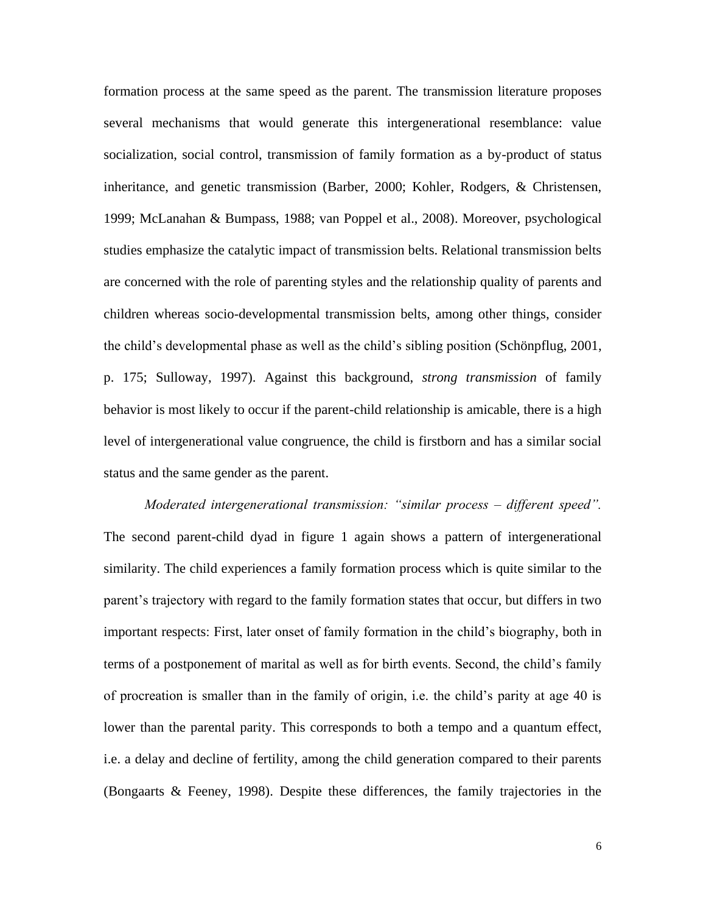formation process at the same speed as the parent. The transmission literature proposes several mechanisms that would generate this intergenerational resemblance: value socialization, social control, transmission of family formation as a by-product of status inheritance, and genetic transmission (Barber, 2000; Kohler, Rodgers, & Christensen, 1999; McLanahan & Bumpass, 1988; van Poppel et al., 2008). Moreover, psychological studies emphasize the catalytic impact of transmission belts. Relational transmission belts are concerned with the role of parenting styles and the relationship quality of parents and children whereas socio-developmental transmission belts, among other things, consider the child's developmental phase as well as the child's sibling position (Schönpflug, 2001, p. 175; Sulloway, 1997). Against this background, *strong transmission* of family behavior is most likely to occur if the parent-child relationship is amicable, there is a high level of intergenerational value congruence, the child is firstborn and has a similar social status and the same gender as the parent.

*Moderated intergenerational transmission: "similar process – different speed".* The second parent-child dyad in figure 1 again shows a pattern of intergenerational similarity. The child experiences a family formation process which is quite similar to the parent's trajectory with regard to the family formation states that occur, but differs in two important respects: First, later onset of family formation in the child's biography, both in terms of a postponement of marital as well as for birth events. Second, the child's family of procreation is smaller than in the family of origin, i.e. the child's parity at age 40 is lower than the parental parity. This corresponds to both a tempo and a quantum effect, i.e. a delay and decline of fertility, among the child generation compared to their parents (Bongaarts & Feeney, 1998). Despite these differences, the family trajectories in the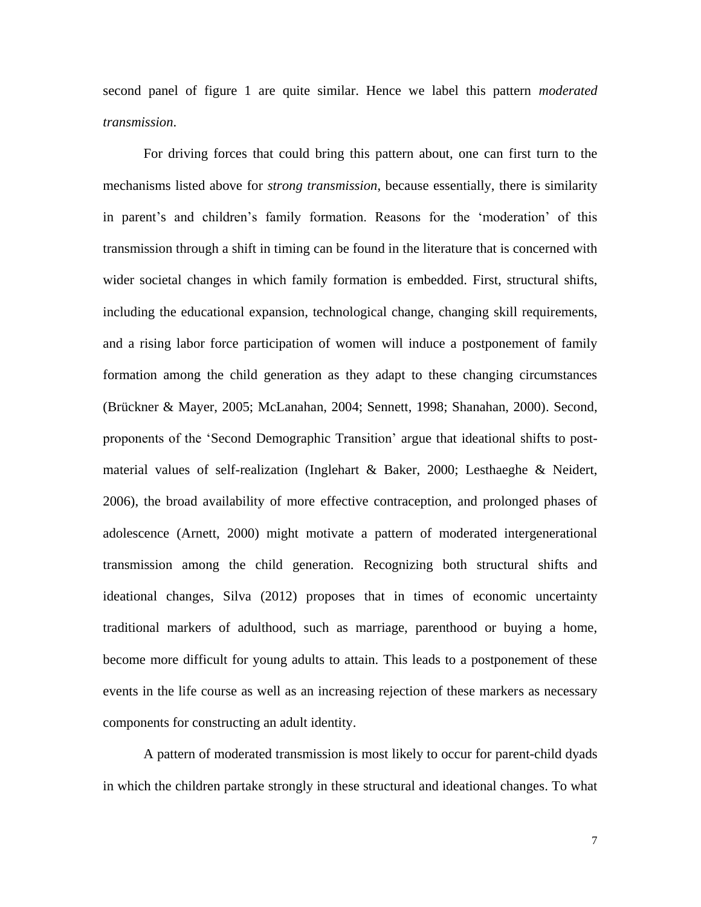second panel of figure 1 are quite similar. Hence we label this pattern *moderated transmission*.

For driving forces that could bring this pattern about, one can first turn to the mechanisms listed above for *strong transmission*, because essentially, there is similarity in parent's and children's family formation. Reasons for the 'moderation' of this transmission through a shift in timing can be found in the literature that is concerned with wider societal changes in which family formation is embedded. First, structural shifts, including the educational expansion, technological change, changing skill requirements, and a rising labor force participation of women will induce a postponement of family formation among the child generation as they adapt to these changing circumstances (Brückner & Mayer, 2005; McLanahan, 2004; Sennett, 1998; Shanahan, 2000). Second, proponents of the 'Second Demographic Transition' argue that ideational shifts to post-material values of self-realization (Inglehart & Baker, 2000; Lesthaeghe & Neidert, 2006), the broad availability of more effective contraception, and prolonged phases of adolescence (Arnett, 2000) might motivate a pattern of moderated intergenerational transmission among the child generation. Recognizing both structural shifts and ideational changes, Silva (2012) proposes that in times of economic uncertainty traditional markers of adulthood, such as marriage, parenthood or buying a home, become more difficult for young adults to attain. This leads to a postponement of these events in the life course as well as an increasing rejection of these markers as necessary components for constructing an adult identity.

A pattern of moderated transmission is most likely to occur for parent-child dyads in which the children partake strongly in these structural and ideational changes. To what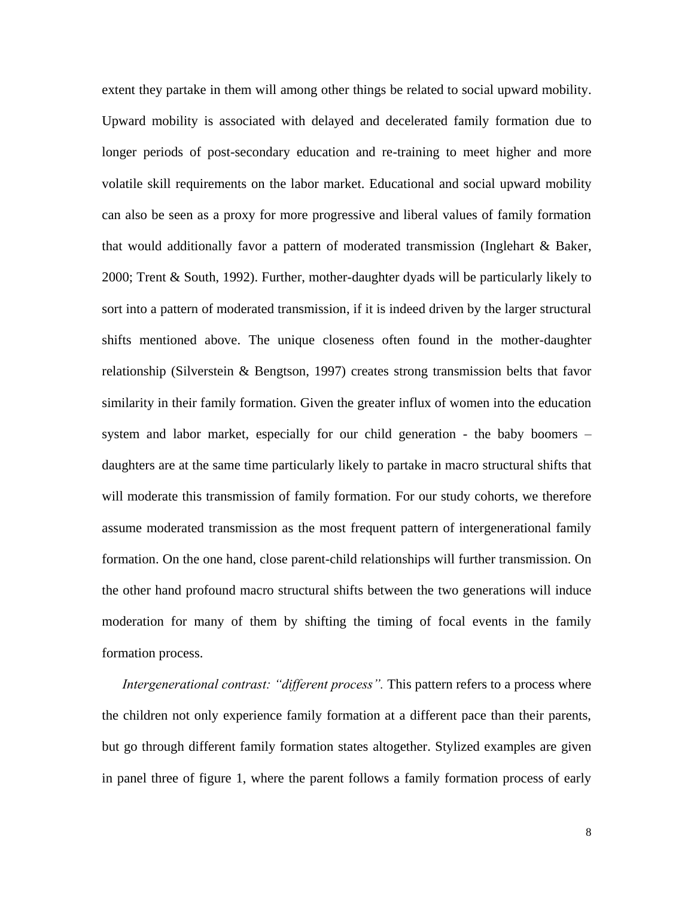extent they partake in them will among other things be related to social upward mobility. Upward mobility is associated with delayed and decelerated family formation due to longer periods of post-secondary education and re-training to meet higher and more volatile skill requirements on the labor market. Educational and social upward mobility can also be seen as a proxy for more progressive and liberal values of family formation that would additionally favor a pattern of moderated transmission (Inglehart & Baker, 2000; Trent & South, 1992). Further, mother-daughter dyads will be particularly likely to sort into a pattern of moderated transmission, if it is indeed driven by the larger structural shifts mentioned above. The unique closeness often found in the mother-daughter relationship (Silverstein & Bengtson, 1997) creates strong transmission belts that favor similarity in their family formation. Given the greater influx of women into the education system and labor market, especially for our child generation - the baby boomers – daughters are at the same time particularly likely to partake in macro structural shifts that will moderate this transmission of family formation. For our study cohorts, we therefore assume moderated transmission as the most frequent pattern of intergenerational family formation. On the one hand, close parent-child relationships will further transmission. On the other hand profound macro structural shifts between the two generations will induce moderation for many of them by shifting the timing of focal events in the family formation process.

*Intergenerational contrast: "different process".* This pattern refers to a process where the children not only experience family formation at a different pace than their parents, but go through different family formation states altogether. Stylized examples are given in panel three of figure 1, where the parent follows a family formation process of early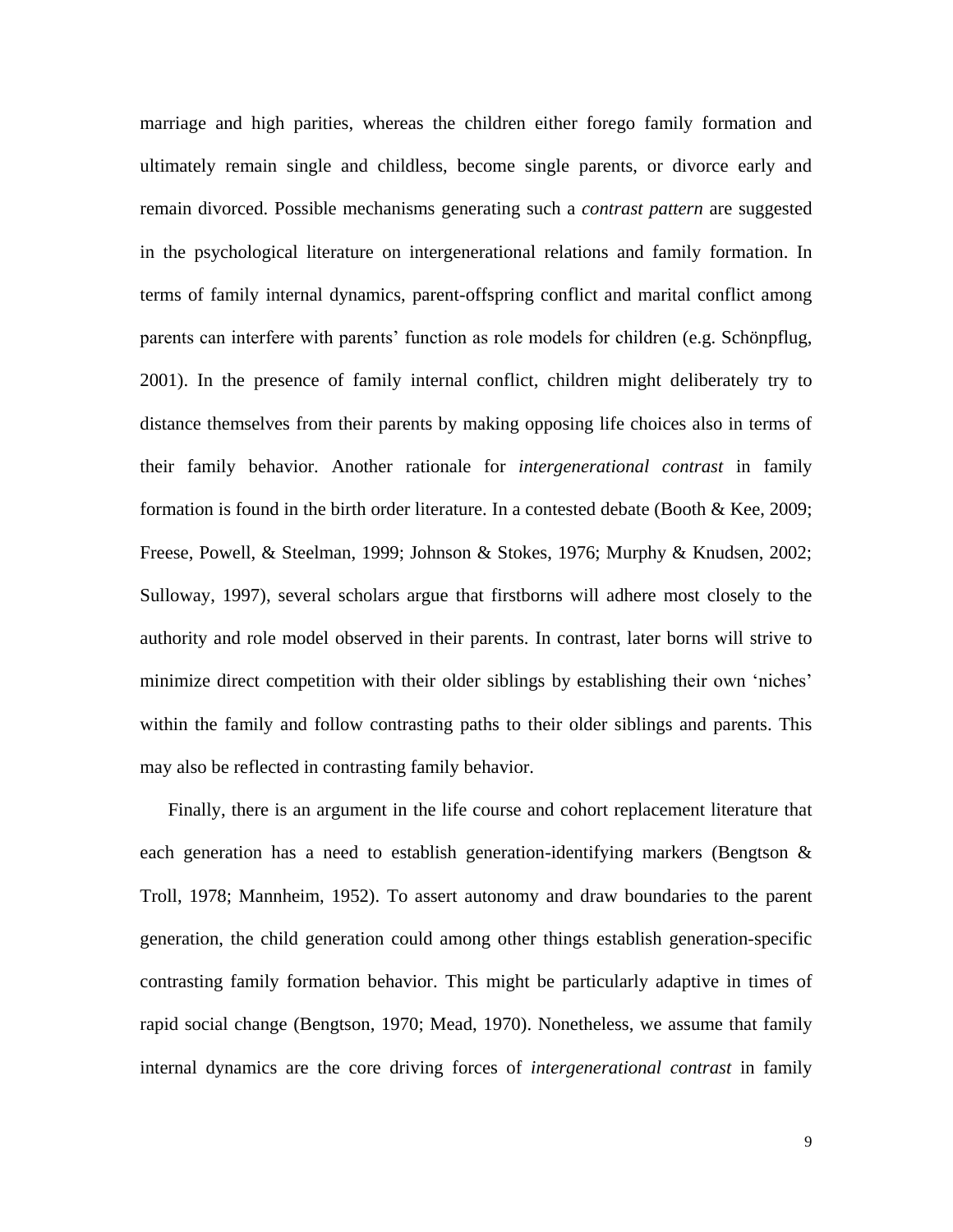marriage and high parities, whereas the children either forego family formation and ultimately remain single and childless, become single parents, or divorce early and remain divorced. Possible mechanisms generating such a *contrast pattern* are suggested in the psychological literature on intergenerational relations and family formation. In terms of family internal dynamics, parent-offspring conflict and marital conflict among parents can interfere with parents' function as role models for children (e.g. Schönpflug, 2001). In the presence of family internal conflict, children might deliberately try to distance themselves from their parents by making opposing life choices also in terms of their family behavior. Another rationale for *intergenerational contrast* in family formation is found in the birth order literature. In a contested debate (Booth & Kee, 2009; Freese, Powell, & Steelman, 1999; Johnson & Stokes, 1976; Murphy & Knudsen, 2002; Sulloway, 1997), several scholars argue that firstborns will adhere most closely to the authority and role model observed in their parents. In contrast, later borns will strive to minimize direct competition with their older siblings by establishing their own 'niches' within the family and follow contrasting paths to their older siblings and parents. This may also be reflected in contrasting family behavior.

Finally, there is an argument in the life course and cohort replacement literature that each generation has a need to establish generation-identifying markers (Bengtson & Troll, 1978; Mannheim, 1952). To assert autonomy and draw boundaries to the parent generation, the child generation could among other things establish generation-specific contrasting family formation behavior. This might be particularly adaptive in times of rapid social change (Bengtson, 1970; Mead, 1970). Nonetheless, we assume that family internal dynamics are the core driving forces of *intergenerational contrast* in family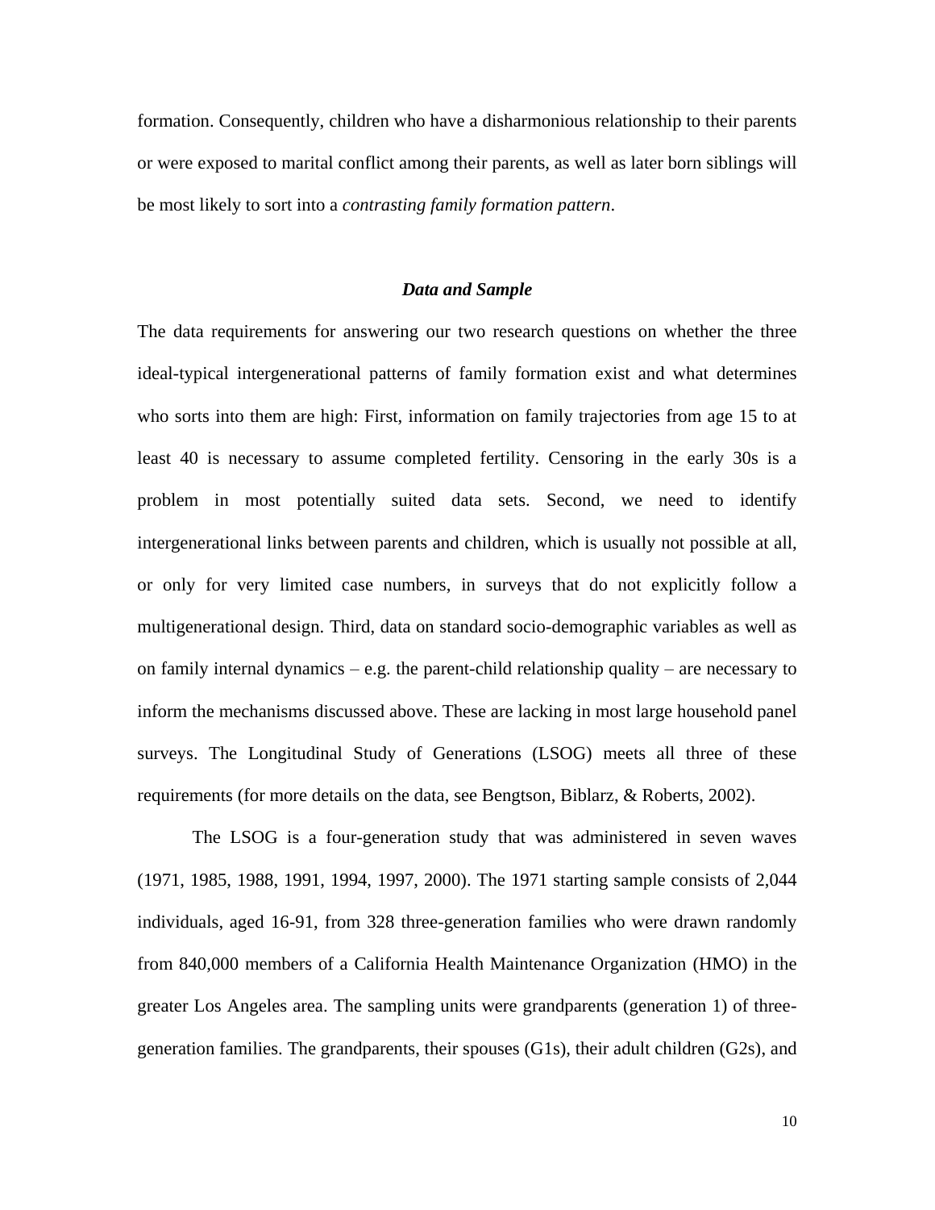formation. Consequently, children who have a disharmonious relationship to their parents or were exposed to marital conflict among their parents, as well as later born siblings will be most likely to sort into a *contrasting family formation pattern*.

### *Data and Sample*

The data requirements for answering our two research questions on whether the three ideal-typical intergenerational patterns of family formation exist and what determines who sorts into them are high: First, information on family trajectories from age 15 to at least 40 is necessary to assume completed fertility. Censoring in the early 30s is a problem in most potentially suited data sets. Second, we need to identify intergenerational links between parents and children, which is usually not possible at all, or only for very limited case numbers, in surveys that do not explicitly follow a multigenerational design. Third, data on standard socio-demographic variables as well as on family internal dynamics – e.g. the parent-child relationship quality – are necessary to inform the mechanisms discussed above. These are lacking in most large household panel surveys. The Longitudinal Study of Generations (LSOG) meets all three of these requirements (for more details on the data, see Bengtson, Biblarz, & Roberts, 2002).

The LSOG is a four-generation study that was administered in seven waves (1971, 1985, 1988, 1991, 1994, 1997, 2000). The 1971 starting sample consists of 2,044 individuals, aged 16-91, from 328 three-generation families who were drawn randomly from 840,000 members of a California Health Maintenance Organization (HMO) in the greater Los Angeles area. The sampling units were grandparents (generation 1) of three-generation families. The grandparents, their spouses (G1s), their adult children (G2s), and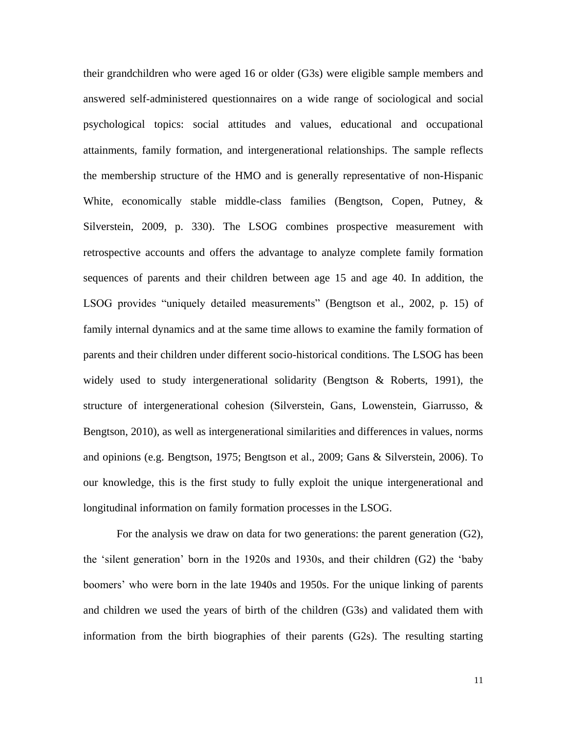their grandchildren who were aged 16 or older (G3s) were eligible sample members and answered self-administered questionnaires on a wide range of sociological and social psychological topics: social attitudes and values, educational and occupational attainments, family formation, and intergenerational relationships. The sample reflects the membership structure of the HMO and is generally representative of non-Hispanic White, economically stable middle-class families (Bengtson, Copen, Putney, & Silverstein, 2009, p. 330). The LSOG combines prospective measurement with retrospective accounts and offers the advantage to analyze complete family formation sequences of parents and their children between age 15 and age 40. In addition, the LSOG provides "uniquely detailed measurements" (Bengtson et al., 2002, p. 15) of family internal dynamics and at the same time allows to examine the family formation of parents and their children under different socio-historical conditions. The LSOG has been widely used to study intergenerational solidarity (Bengtson & Roberts, 1991), the structure of intergenerational cohesion (Silverstein, Gans, Lowenstein, Giarrusso, & Bengtson, 2010), as well as intergenerational similarities and differences in values, norms and opinions (e.g. Bengtson, 1975; Bengtson et al., 2009; Gans & Silverstein, 2006). To our knowledge, this is the first study to fully exploit the unique intergenerational and longitudinal information on family formation processes in the LSOG.

For the analysis we draw on data for two generations: the parent generation (G2), the 'silent generation' born in the 1920s and 1930s, and their children (G2) the 'baby boomers' who were born in the late 1940s and 1950s. For the unique linking of parents and children we used the years of birth of the children (G3s) and validated them with information from the birth biographies of their parents (G2s). The resulting starting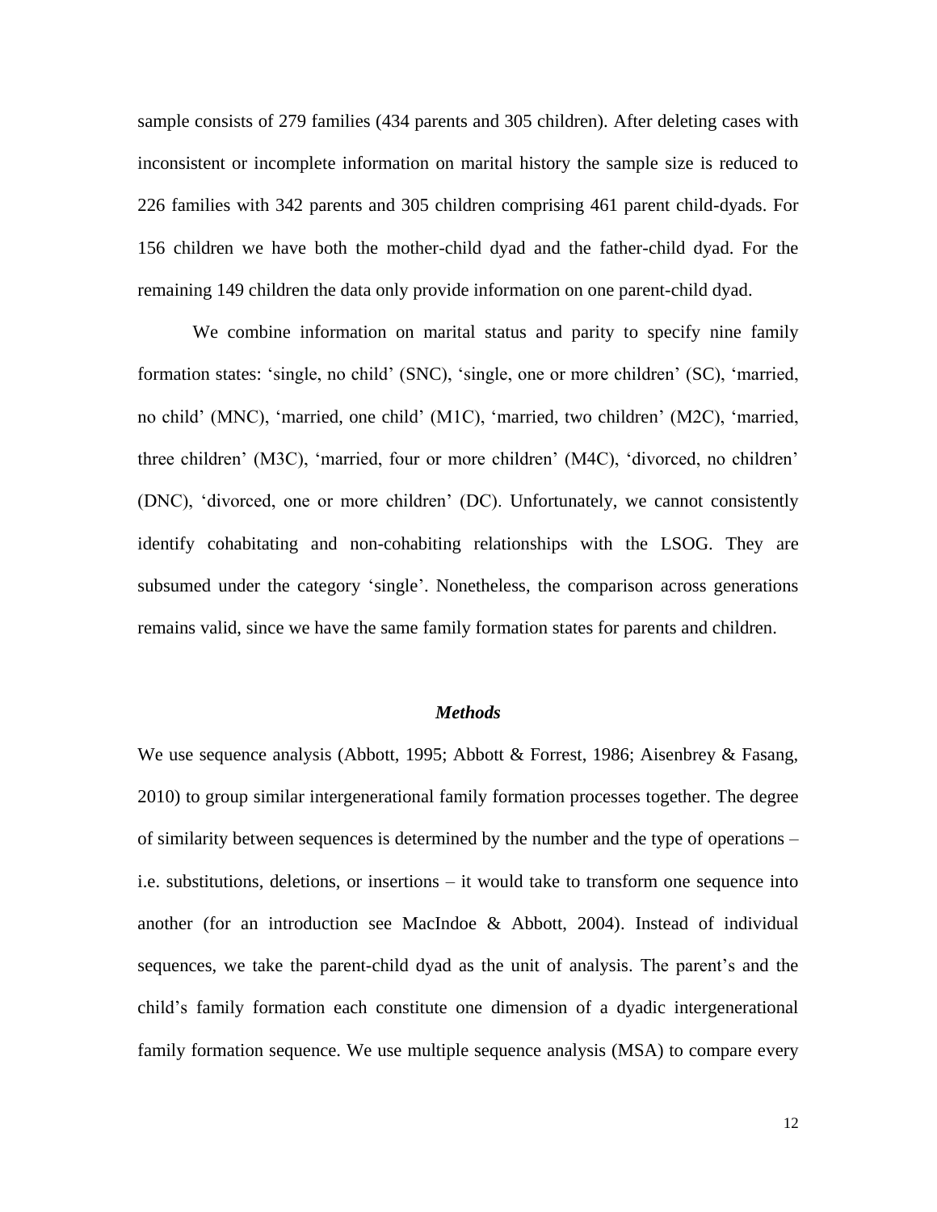sample consists of 279 families (434 parents and 305 children). After deleting cases with inconsistent or incomplete information on marital history the sample size is reduced to 226 families with 342 parents and 305 children comprising 461 parent child-dyads. For 156 children we have both the mother-child dyad and the father-child dyad. For the remaining 149 children the data only provide information on one parent-child dyad.

We combine information on marital status and parity to specify nine family formation states: 'single, no child' (SNC), 'single, one or more children' (SC), 'married, no child' (MNC), 'married, one child' (M1C), 'married, two children' (M2C), 'married, three children' (M3C), 'married, four or more children' (M4C), 'divorced, no children' (DNC), 'divorced, one or more children' (DC). Unfortunately, we cannot consistently identify cohabitating and non-cohabiting relationships with the LSOG. They are subsumed under the category 'single'. Nonetheless, the comparison across generations remains valid, since we have the same family formation states for parents and children.

### *Methods*

We use sequence analysis (Abbott, 1995; Abbott & Forrest, 1986; Aisenbrey & Fasang, 2010) to group similar intergenerational family formation processes together. The degree of similarity between sequences is determined by the number and the type of operations – i.e. substitutions, deletions, or insertions – it would take to transform one sequence into another (for an introduction see MacIndoe & Abbott, 2004). Instead of individual sequences, we take the parent-child dyad as the unit of analysis. The parent's and the child's family formation each constitute one dimension of a dyadic intergenerational family formation sequence. We use multiple sequence analysis (MSA) to compare every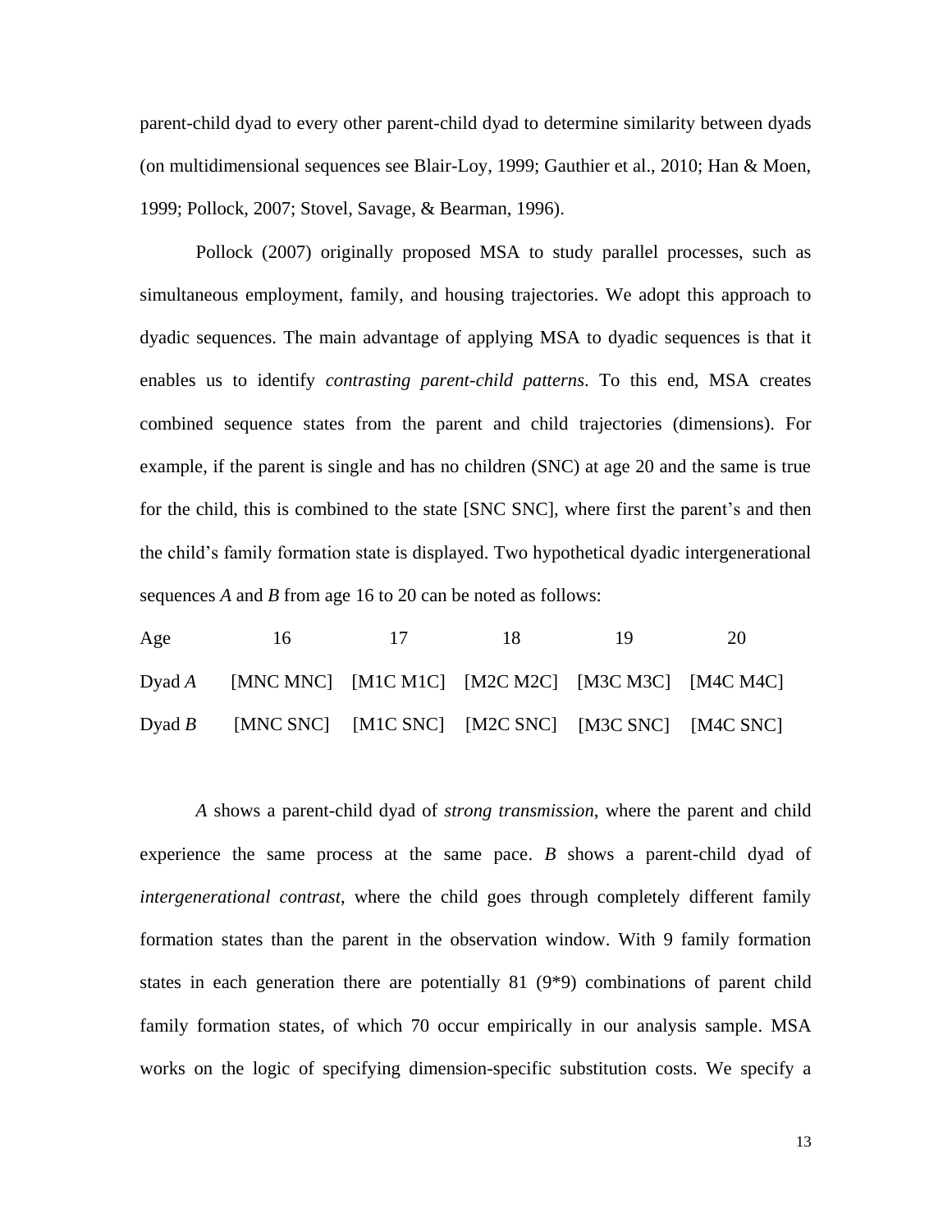parent-child dyad to every other parent-child dyad to determine similarity between dyads (on multidimensional sequences see Blair-Loy, 1999; Gauthier et al., 2010; Han & Moen, 1999; Pollock, 2007; Stovel, Savage, & Bearman, 1996).

Pollock (2007) originally proposed MSA to study parallel processes, such as simultaneous employment, family, and housing trajectories. We adopt this approach to dyadic sequences. The main advantage of applying MSA to dyadic sequences is that it enables us to identify *contrasting parent-child patterns*. To this end, MSA creates combined sequence states from the parent and child trajectories (dimensions). For example, if the parent is single and has no children (SNC) at age 20 and the same is true for the child, this is combined to the state [SNC SNC], where first the parent's and then the child's family formation state is displayed. Two hypothetical dyadic intergenerational sequences *A* and *B* from age 16 to 20 can be noted as follows:

| Age | 16 | 17 | 18 | 19 | 20 |
|---|---|---|---|---|---|
| Dyad *A* | [MNC MNC] | [M1C M1C] | [M2C M2C] | [M3C M3C] | [M4C M4C] |
| Dyad *B* | [MNC SNC] | [M1C SNC] | [M2C SNC] | [M3C SNC] | [M4C SNC] |

*A* shows a parent-child dyad of *strong transmission*, where the parent and child experience the same process at the same pace. *B* shows a parent-child dyad of *intergenerational contrast*, where the child goes through completely different family formation states than the parent in the observation window. With 9 family formation states in each generation there are potentially 81 (9*9) combinations of parent child family formation states, of which 70 occur empirically in our analysis sample. MSA works on the logic of specifying dimension-specific substitution costs. We specify a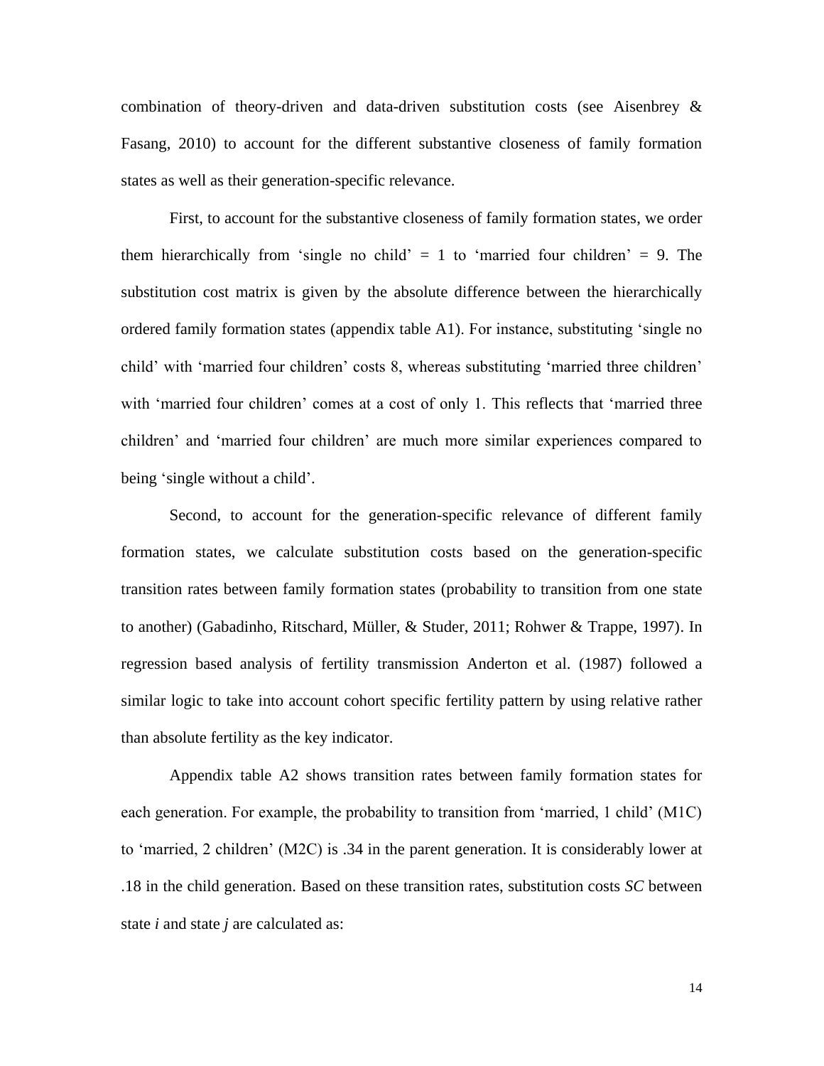combination of theory-driven and data-driven substitution costs (see Aisenbrey & Fasang, 2010) to account for the different substantive closeness of family formation states as well as their generation-specific relevance.

First, to account for the substantive closeness of family formation states, we order them hierarchically from 'single no child' = 1 to 'married four children' = 9. The substitution cost matrix is given by the absolute difference between the hierarchically ordered family formation states (appendix table A1). For instance, substituting 'single no child' with 'married four children' costs 8, whereas substituting 'married three children' with 'married four children' comes at a cost of only 1. This reflects that 'married three children' and 'married four children' are much more similar experiences compared to being 'single without a child'.

Second, to account for the generation-specific relevance of different family formation states, we calculate substitution costs based on the generation-specific transition rates between family formation states (probability to transition from one state to another) (Gabadinho, Ritschard, Müller, & Studer, 2011; Rohwer & Trappe, 1997). In regression based analysis of fertility transmission Anderton et al. (1987) followed a similar logic to take into account cohort specific fertility pattern by using relative rather than absolute fertility as the key indicator.

Appendix table A2 shows transition rates between family formation states for each generation. For example, the probability to transition from 'married, 1 child' (M1C) to 'married, 2 children' (M2C) is .34 in the parent generation. It is considerably lower at .18 in the child generation. Based on these transition rates, substitution costs *SC* between state *i* and state *j* are calculated as: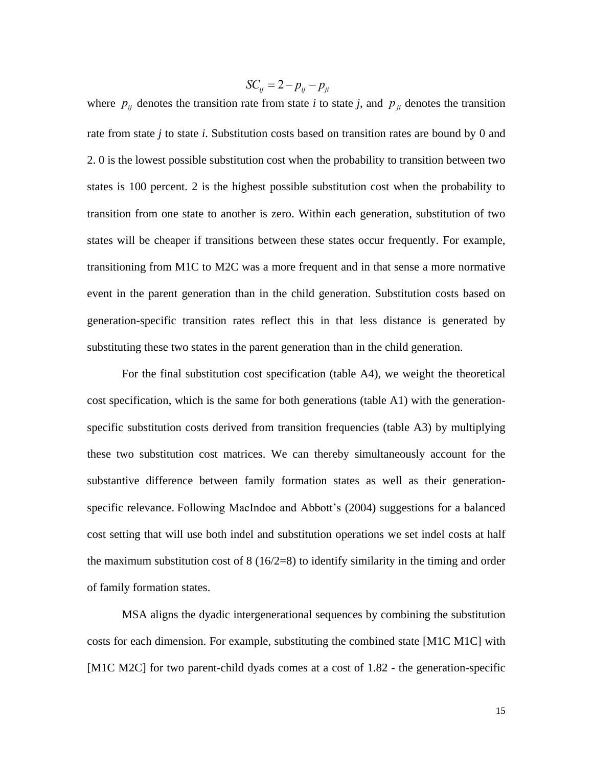$$SC_{ij} = 2 - p_{ij} - p_{ji}$$

where $p_{ij}$ denotes the transition rate from state *i* to state *j*, and $p_{ji}$ denotes the transition rate from state *j* to state *i*. Substitution costs based on transition rates are bound by 0 and 2. 0 is the lowest possible substitution cost when the probability to transition between two states is 100 percent. 2 is the highest possible substitution cost when the probability to transition from one state to another is zero. Within each generation, substitution of two states will be cheaper if transitions between these states occur frequently. For example, transitioning from M1C to M2C was a more frequent and in that sense a more normative event in the parent generation than in the child generation. Substitution costs based on generation-specific transition rates reflect this in that less distance is generated by substituting these two states in the parent generation than in the child generation.

For the final substitution cost specification (table A4), we weight the theoretical cost specification, which is the same for both generations (table A1) with the generation-specific substitution costs derived from transition frequencies (table A3) by multiplying these two substitution cost matrices. We can thereby simultaneously account for the substantive difference between family formation states as well as their generation-specific relevance. Following MacIndoe and Abbott's (2004) suggestions for a balanced cost setting that will use both indel and substitution operations we set indel costs at half the maximum substitution cost of 8 (16/2=8) to identify similarity in the timing and order of family formation states.

MSA aligns the dyadic intergenerational sequences by combining the substitution costs for each dimension. For example, substituting the combined state [M1C M1C] with [M1C M2C] for two parent-child dyads comes at a cost of 1.82 - the generation-specific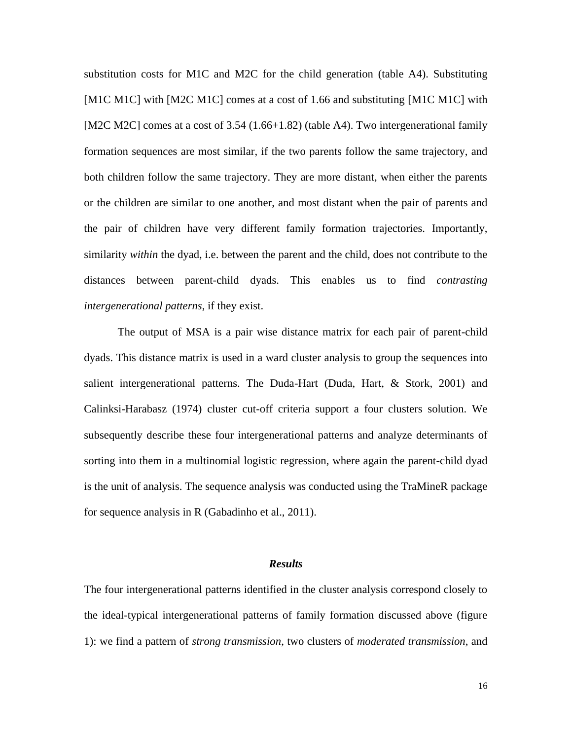substitution costs for M1C and M2C for the child generation (table A4). Substituting [M1C M1C] with [M2C M1C] comes at a cost of 1.66 and substituting [M1C M1C] with [M2C M2C] comes at a cost of 3.54 (1.66+1.82) (table A4). Two intergenerational family formation sequences are most similar, if the two parents follow the same trajectory, and both children follow the same trajectory. They are more distant, when either the parents or the children are similar to one another, and most distant when the pair of parents and the pair of children have very different family formation trajectories. Importantly, similarity *within* the dyad, i.e. between the parent and the child, does not contribute to the distances between parent-child dyads. This enables us to find *contrasting intergenerational patterns*, if they exist.

The output of MSA is a pair wise distance matrix for each pair of parent-child dyads. This distance matrix is used in a ward cluster analysis to group the sequences into salient intergenerational patterns. The Duda-Hart (Duda, Hart, & Stork, 2001) and Calinksi-Harabasz (1974) cluster cut-off criteria support a four clusters solution. We subsequently describe these four intergenerational patterns and analyze determinants of sorting into them in a multinomial logistic regression, where again the parent-child dyad is the unit of analysis. The sequence analysis was conducted using the TraMineR package for sequence analysis in R (Gabadinho et al., 2011).

## *Results*

The four intergenerational patterns identified in the cluster analysis correspond closely to the ideal-typical intergenerational patterns of family formation discussed above (figure 1): we find a pattern of *strong transmission*, two clusters of *moderated transmission*, and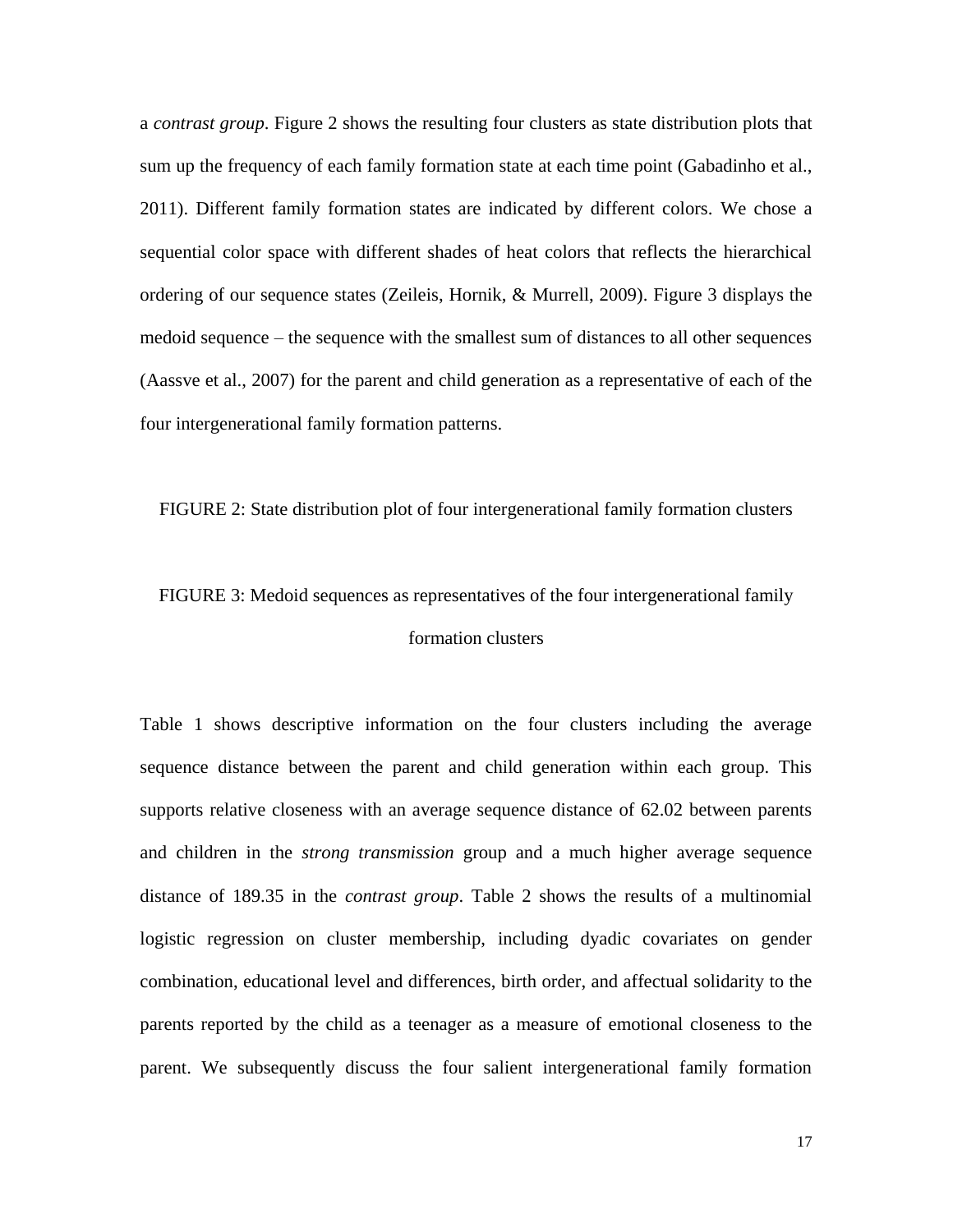a *contrast group*. Figure 2 shows the resulting four clusters as state distribution plots that sum up the frequency of each family formation state at each time point (Gabadinho et al., 2011). Different family formation states are indicated by different colors. We chose a sequential color space with different shades of heat colors that reflects the hierarchical ordering of our sequence states (Zeileis, Hornik, & Murrell, 2009). Figure 3 displays the medoid sequence – the sequence with the smallest sum of distances to all other sequences (Aassve et al., 2007) for the parent and child generation as a representative of each of the four intergenerational family formation patterns.

FIGURE 2: State distribution plot of four intergenerational family formation clusters

FIGURE 3: Medoid sequences as representatives of the four intergenerational family formation clusters

Table 1 shows descriptive information on the four clusters including the average sequence distance between the parent and child generation within each group. This supports relative closeness with an average sequence distance of 62.02 between parents and children in the *strong transmission* group and a much higher average sequence distance of 189.35 in the *contrast group*. Table 2 shows the results of a multinomial logistic regression on cluster membership, including dyadic covariates on gender combination, educational level and differences, birth order, and affectual solidarity to the parents reported by the child as a teenager as a measure of emotional closeness to the parent. We subsequently discuss the four salient intergenerational family formation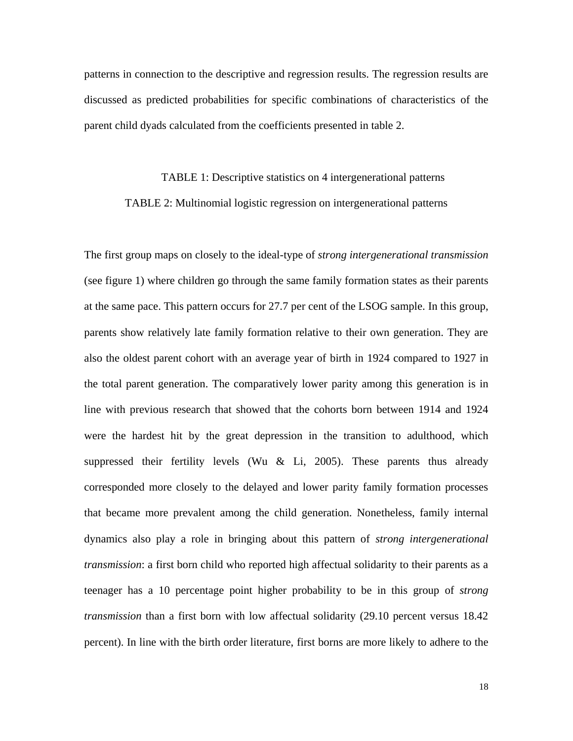patterns in connection to the descriptive and regression results. The regression results are discussed as predicted probabilities for specific combinations of characteristics of the parent child dyads calculated from the coefficients presented in table 2.

TABLE 1: Descriptive statistics on 4 intergenerational patterns

TABLE 2: Multinomial logistic regression on intergenerational patterns

The first group maps on closely to the ideal-type of *strong intergenerational transmission* (see figure 1) where children go through the same family formation states as their parents at the same pace. This pattern occurs for 27.7 per cent of the LSOG sample. In this group, parents show relatively late family formation relative to their own generation. They are also the oldest parent cohort with an average year of birth in 1924 compared to 1927 in the total parent generation. The comparatively lower parity among this generation is in line with previous research that showed that the cohorts born between 1914 and 1924 were the hardest hit by the great depression in the transition to adulthood, which suppressed their fertility levels (Wu & Li, 2005). These parents thus already corresponded more closely to the delayed and lower parity family formation processes that became more prevalent among the child generation. Nonetheless, family internal dynamics also play a role in bringing about this pattern of *strong intergenerational transmission*: a first born child who reported high affectual solidarity to their parents as a teenager has a 10 percentage point higher probability to be in this group of *strong transmission* than a first born with low affectual solidarity (29.10 percent versus 18.42 percent). In line with the birth order literature, first borns are more likely to adhere to the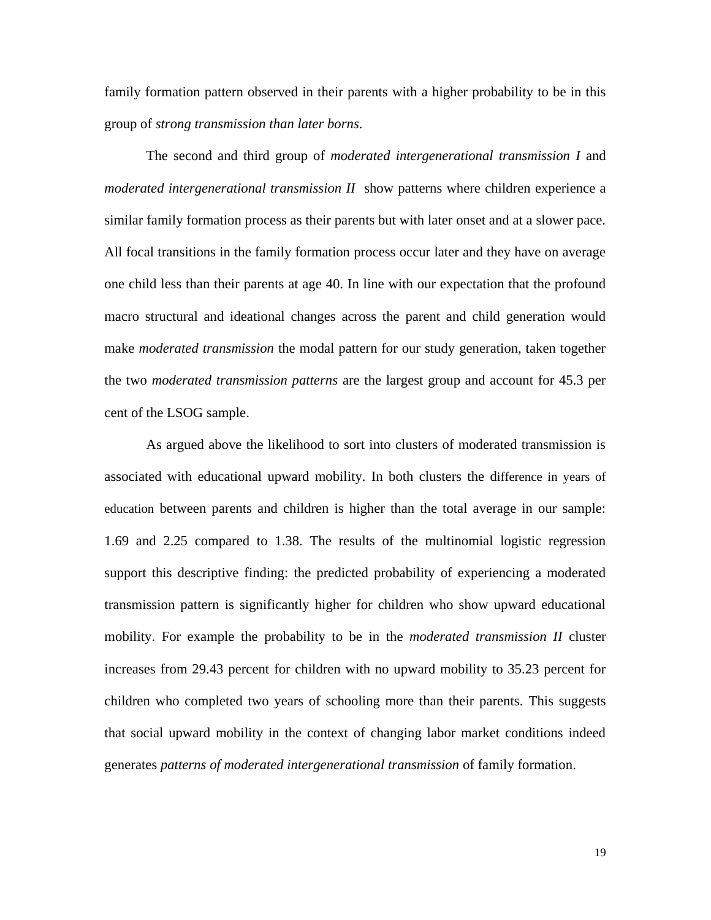family formation pattern observed in their parents with a higher probability to be in this group of *strong transmission than later borns*.

The second and third group of *moderated intergenerational transmission I* and *moderated intergenerational transmission II* show patterns where children experience a similar family formation process as their parents but with later onset and at a slower pace. All focal transitions in the family formation process occur later and they have on average one child less than their parents at age 40. In line with our expectation that the profound macro structural and ideational changes across the parent and child generation would make *moderated transmission* the modal pattern for our study generation, taken together the two *moderated transmission patterns* are the largest group and account for 45.3 per cent of the LSOG sample.

As argued above the likelihood to sort into clusters of moderated transmission is associated with educational upward mobility. In both clusters the difference in years of education between parents and children is higher than the total average in our sample: 1.69 and 2.25 compared to 1.38. The results of the multinomial logistic regression support this descriptive finding: the predicted probability of experiencing a moderated transmission pattern is significantly higher for children who show upward educational mobility. For example the probability to be in the *moderated transmission II* cluster increases from 29.43 percent for children with no upward mobility to 35.23 percent for children who completed two years of schooling more than their parents. This suggests that social upward mobility in the context of changing labor market conditions indeed generates *patterns of moderated intergenerational transmission* of family formation.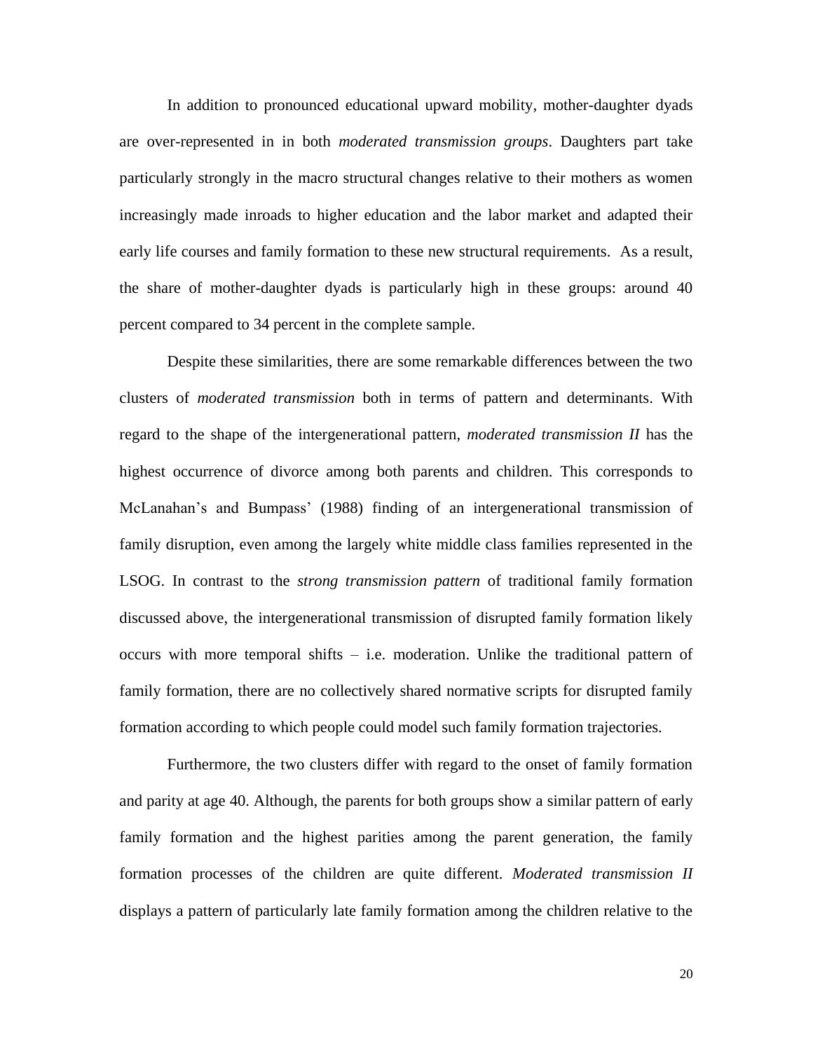In addition to pronounced educational upward mobility, mother-daughter dyads are over-represented in in both *moderated transmission groups*. Daughters part take particularly strongly in the macro structural changes relative to their mothers as women increasingly made inroads to higher education and the labor market and adapted their early life courses and family formation to these new structural requirements. As a result, the share of mother-daughter dyads is particularly high in these groups: around 40 percent compared to 34 percent in the complete sample.

Despite these similarities, there are some remarkable differences between the two clusters of *moderated transmission* both in terms of pattern and determinants. With regard to the shape of the intergenerational pattern, *moderated transmission II* has the highest occurrence of divorce among both parents and children. This corresponds to McLanahan's and Bumpass' (1988) finding of an intergenerational transmission of family disruption, even among the largely white middle class families represented in the LSOG. In contrast to the *strong transmission pattern* of traditional family formation discussed above, the intergenerational transmission of disrupted family formation likely occurs with more temporal shifts – i.e. moderation. Unlike the traditional pattern of family formation, there are no collectively shared normative scripts for disrupted family formation according to which people could model such family formation trajectories.

Furthermore, the two clusters differ with regard to the onset of family formation and parity at age 40. Although, the parents for both groups show a similar pattern of early family formation and the highest parities among the parent generation, the family formation processes of the children are quite different. *Moderated transmission II* displays a pattern of particularly late family formation among the children relative to the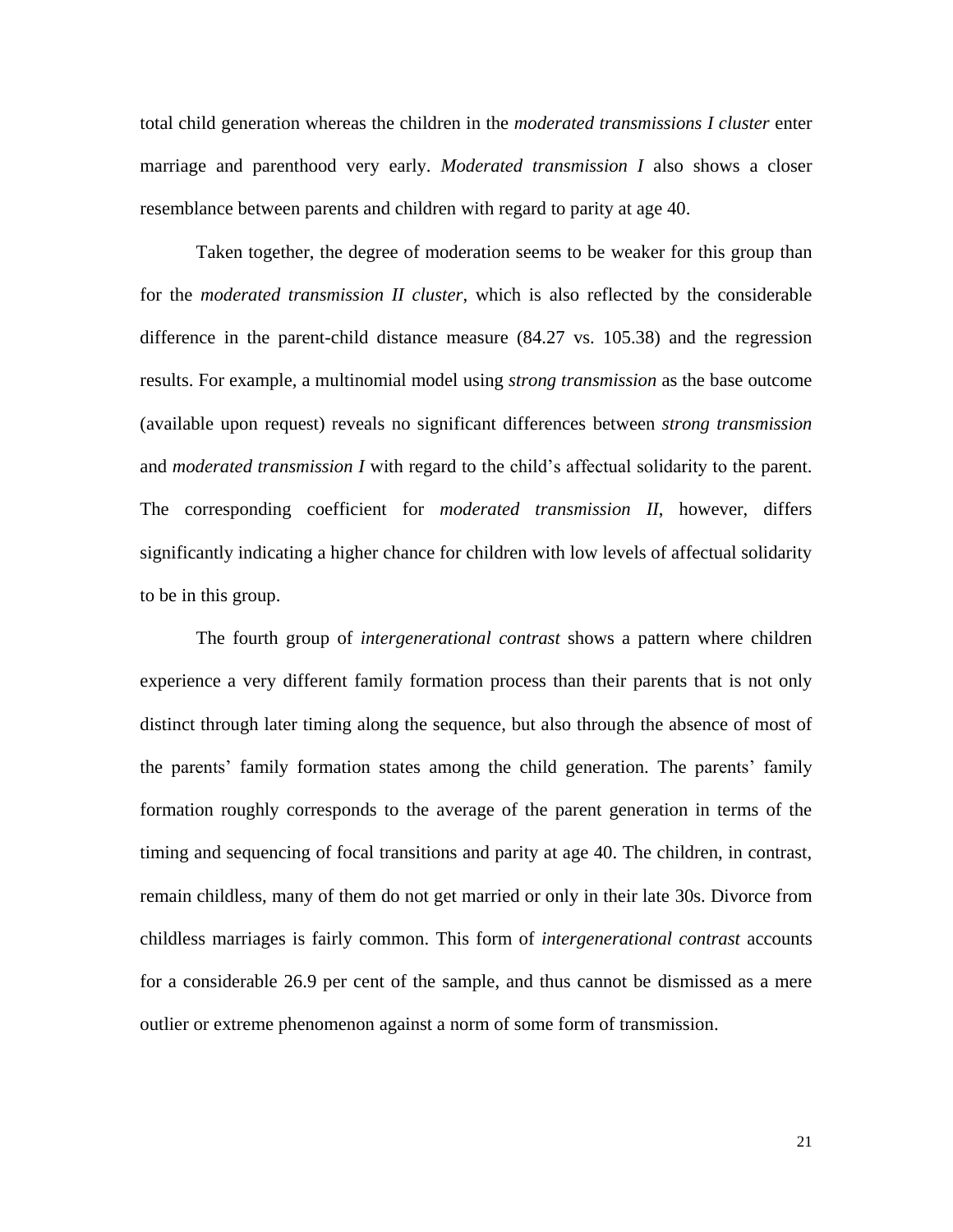total child generation whereas the children in the *moderated transmissions I cluster* enter marriage and parenthood very early. *Moderated transmission I* also shows a closer resemblance between parents and children with regard to parity at age 40.

Taken together, the degree of moderation seems to be weaker for this group than for the *moderated transmission II cluster*, which is also reflected by the considerable difference in the parent-child distance measure (84.27 vs. 105.38) and the regression results. For example, a multinomial model using *strong transmission* as the base outcome (available upon request) reveals no significant differences between *strong transmission* and *moderated transmission I* with regard to the child's affectual solidarity to the parent. The corresponding coefficient for *moderated transmission II*, however, differs significantly indicating a higher chance for children with low levels of affectual solidarity to be in this group.

The fourth group of *intergenerational contrast* shows a pattern where children experience a very different family formation process than their parents that is not only distinct through later timing along the sequence, but also through the absence of most of the parents' family formation states among the child generation. The parents' family formation roughly corresponds to the average of the parent generation in terms of the timing and sequencing of focal transitions and parity at age 40. The children, in contrast, remain childless, many of them do not get married or only in their late 30s. Divorce from childless marriages is fairly common. This form of *intergenerational contrast* accounts for a considerable 26.9 per cent of the sample, and thus cannot be dismissed as a mere outlier or extreme phenomenon against a norm of some form of transmission.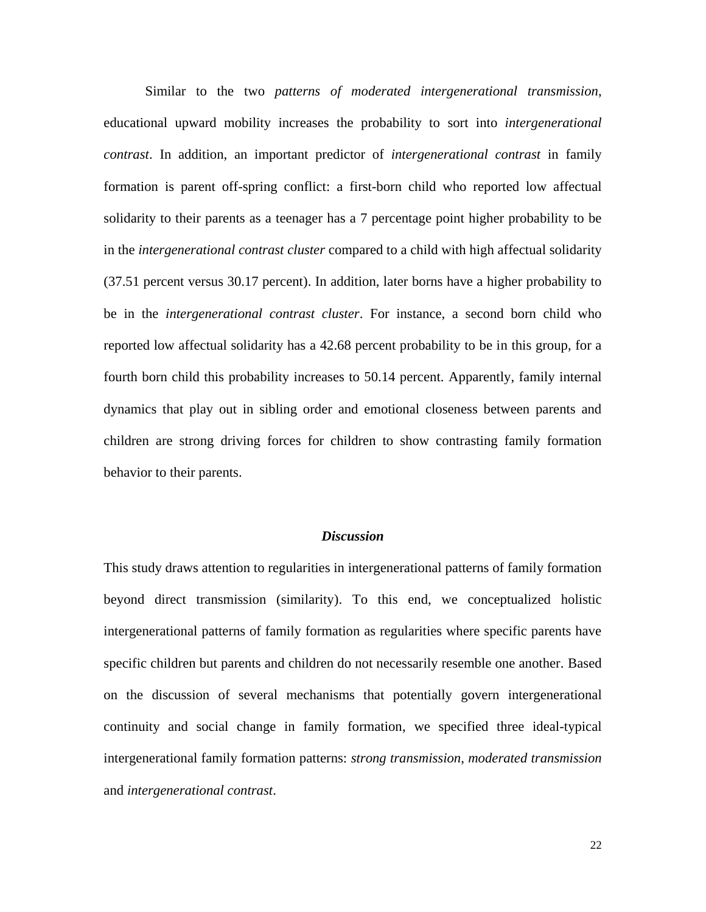Similar to the two *patterns of moderated intergenerational transmission*, educational upward mobility increases the probability to sort into *intergenerational contrast*. In addition, an important predictor of *intergenerational contrast* in family formation is parent off-spring conflict: a first-born child who reported low affectual solidarity to their parents as a teenager has a 7 percentage point higher probability to be in the *intergenerational contrast cluster* compared to a child with high affectual solidarity (37.51 percent versus 30.17 percent). In addition, later borns have a higher probability to be in the *intergenerational contrast cluster*. For instance, a second born child who reported low affectual solidarity has a 42.68 percent probability to be in this group, for a fourth born child this probability increases to 50.14 percent. Apparently, family internal dynamics that play out in sibling order and emotional closeness between parents and children are strong driving forces for children to show contrasting family formation behavior to their parents.

## ***Discussion***

This study draws attention to regularities in intergenerational patterns of family formation beyond direct transmission (similarity). To this end, we conceptualized holistic intergenerational patterns of family formation as regularities where specific parents have specific children but parents and children do not necessarily resemble one another. Based on the discussion of several mechanisms that potentially govern intergenerational continuity and social change in family formation, we specified three ideal-typical intergenerational family formation patterns: *strong transmission*, *moderated transmission* and *intergenerational contrast*.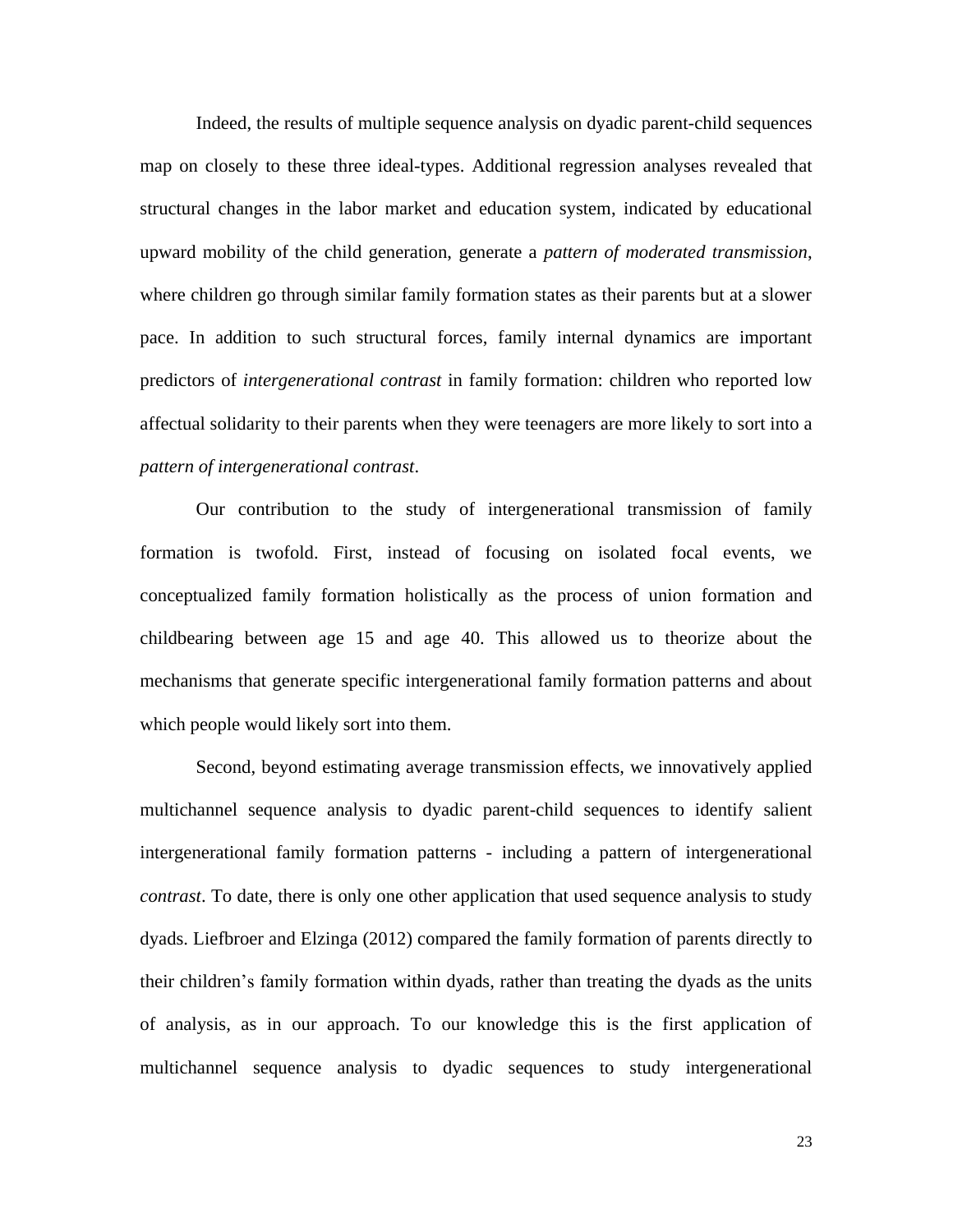Indeed, the results of multiple sequence analysis on dyadic parent-child sequences map on closely to these three ideal-types. Additional regression analyses revealed that structural changes in the labor market and education system, indicated by educational upward mobility of the child generation, generate a *pattern of moderated transmission*, where children go through similar family formation states as their parents but at a slower pace. In addition to such structural forces, family internal dynamics are important predictors of *intergenerational contrast* in family formation: children who reported low affectual solidarity to their parents when they were teenagers are more likely to sort into a *pattern of intergenerational contrast*.

Our contribution to the study of intergenerational transmission of family formation is twofold. First, instead of focusing on isolated focal events, we conceptualized family formation holistically as the process of union formation and childbearing between age 15 and age 40. This allowed us to theorize about the mechanisms that generate specific intergenerational family formation patterns and about which people would likely sort into them.

Second, beyond estimating average transmission effects, we innovatively applied multichannel sequence analysis to dyadic parent-child sequences to identify salient intergenerational family formation patterns - including a pattern of intergenerational *contrast*. To date, there is only one other application that used sequence analysis to study dyads. Liefbroer and Elzinga (2012) compared the family formation of parents directly to their children's family formation within dyads, rather than treating the dyads as the units of analysis, as in our approach. To our knowledge this is the first application of multichannel sequence analysis to dyadic sequences to study intergenerational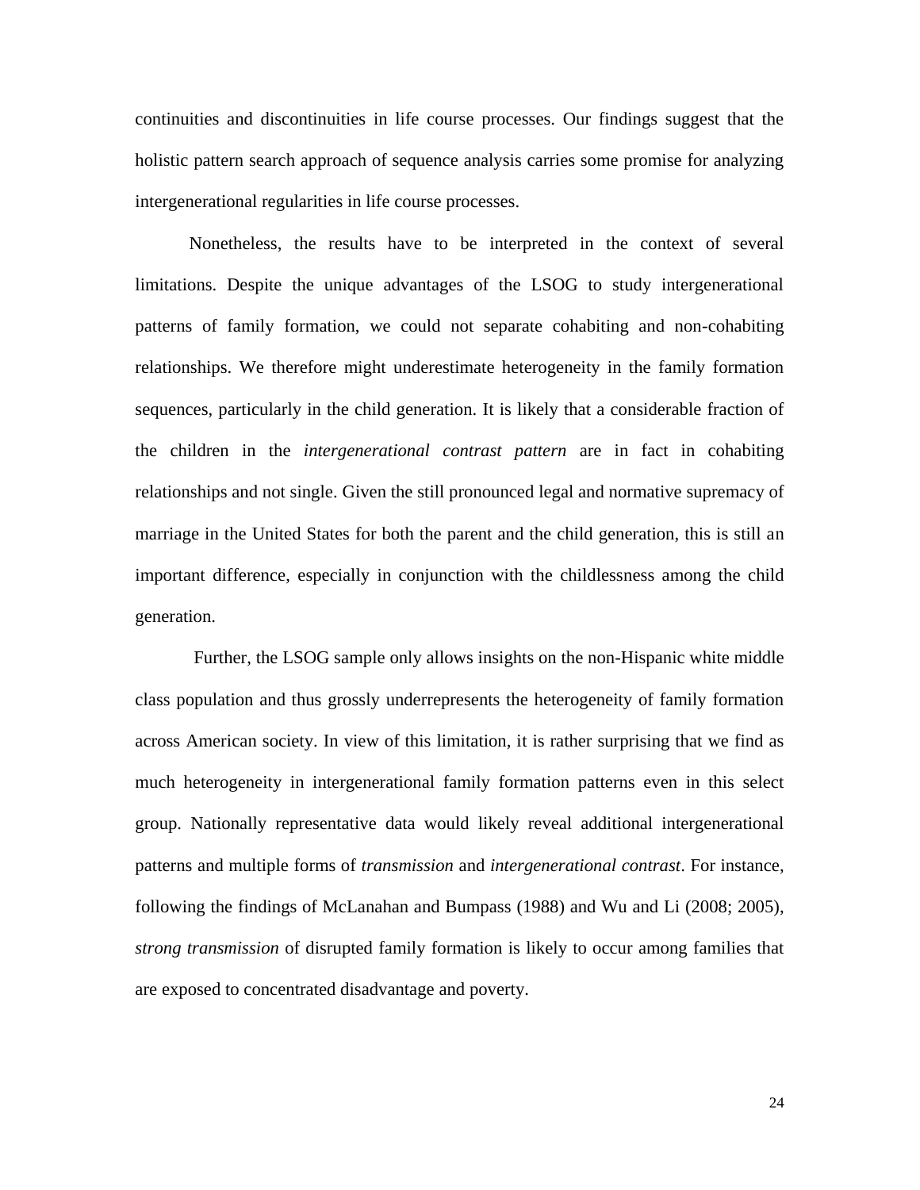continuities and discontinuities in life course processes. Our findings suggest that the holistic pattern search approach of sequence analysis carries some promise for analyzing intergenerational regularities in life course processes.

Nonetheless, the results have to be interpreted in the context of several limitations. Despite the unique advantages of the LSOG to study intergenerational patterns of family formation, we could not separate cohabiting and non-cohabiting relationships. We therefore might underestimate heterogeneity in the family formation sequences, particularly in the child generation. It is likely that a considerable fraction of the children in the *intergenerational contrast pattern* are in fact in cohabiting relationships and not single. Given the still pronounced legal and normative supremacy of marriage in the United States for both the parent and the child generation, this is still an important difference, especially in conjunction with the childlessness among the child generation.

Further, the LSOG sample only allows insights on the non-Hispanic white middle class population and thus grossly underrepresents the heterogeneity of family formation across American society. In view of this limitation, it is rather surprising that we find as much heterogeneity in intergenerational family formation patterns even in this select group. Nationally representative data would likely reveal additional intergenerational patterns and multiple forms of *transmission* and *intergenerational contrast*. For instance, following the findings of McLanahan and Bumpass (1988) and Wu and Li (2008; 2005), *strong transmission* of disrupted family formation is likely to occur among families that are exposed to concentrated disadvantage and poverty.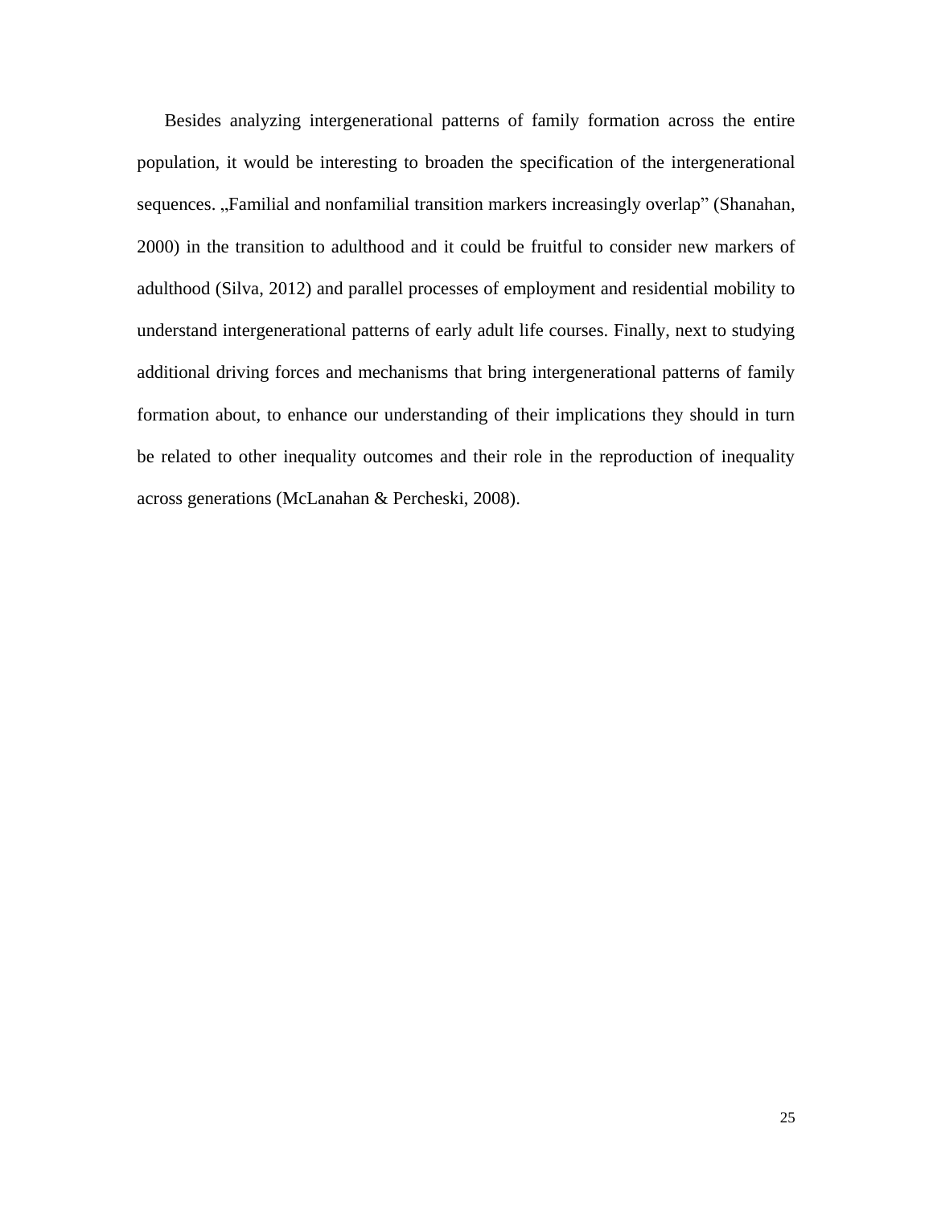Besides analyzing intergenerational patterns of family formation across the entire population, it would be interesting to broaden the specification of the intergenerational sequences. „Familial and nonfamilial transition markers increasingly overlap" (Shanahan, 2000) in the transition to adulthood and it could be fruitful to consider new markers of adulthood (Silva, 2012) and parallel processes of employment and residential mobility to understand intergenerational patterns of early adult life courses. Finally, next to studying additional driving forces and mechanisms that bring intergenerational patterns of family formation about, to enhance our understanding of their implications they should in turn be related to other inequality outcomes and their role in the reproduction of inequality across generations (McLanahan & Percheski, 2008).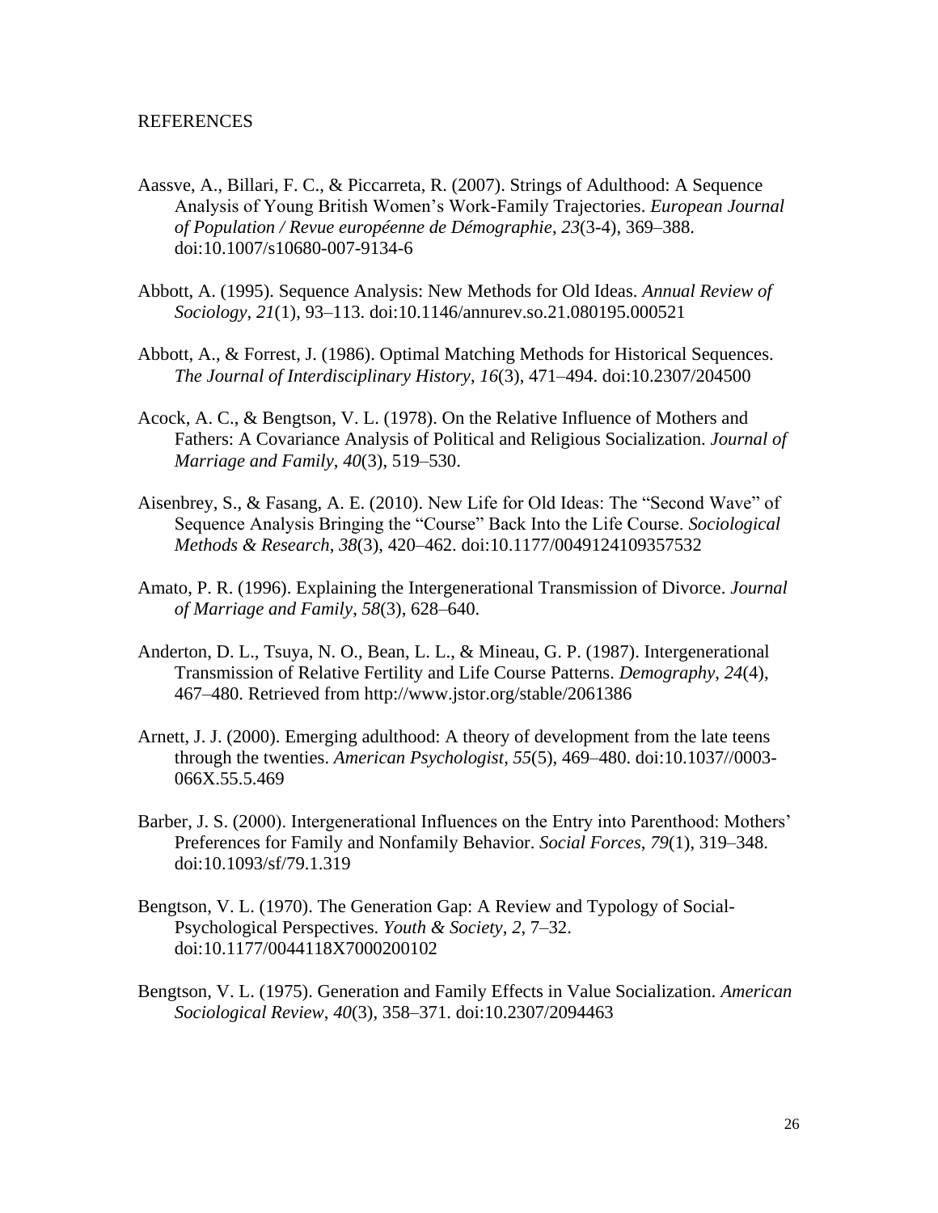## REFERENCES

Aassve, A., Billari, F. C., & Piccarreta, R. (2007). Strings of Adulthood: A Sequence Analysis of Young British Women's Work-Family Trajectories. *European Journal of Population / Revue européenne de Démographie*, *23*(3-4), 369–388. doi:10.1007/s10680-007-9134-6

Abbott, A. (1995). Sequence Analysis: New Methods for Old Ideas. *Annual Review of Sociology*, *21*(1), 93–113. doi:10.1146/annurev.so.21.080195.000521

Abbott, A., & Forrest, J. (1986). Optimal Matching Methods for Historical Sequences. *The Journal of Interdisciplinary History*, *16*(3), 471–494. doi:10.2307/204500

Acock, A. C., & Bengtson, V. L. (1978). On the Relative Influence of Mothers and Fathers: A Covariance Analysis of Political and Religious Socialization. *Journal of Marriage and Family*, *40*(3), 519–530.

Aisenbrey, S., & Fasang, A. E. (2010). New Life for Old Ideas: The "Second Wave" of Sequence Analysis Bringing the "Course" Back Into the Life Course. *Sociological Methods & Research*, *38*(3), 420–462. doi:10.1177/0049124109357532

Amato, P. R. (1996). Explaining the Intergenerational Transmission of Divorce. *Journal of Marriage and Family*, *58*(3), 628–640.

Anderton, D. L., Tsuya, N. O., Bean, L. L., & Mineau, G. P. (1987). Intergenerational Transmission of Relative Fertility and Life Course Patterns. *Demography*, *24*(4), 467–480. Retrieved from http://www.jstor.org/stable/2061386

Arnett, J. J. (2000). Emerging adulthood: A theory of development from the late teens through the twenties. *American Psychologist*, *55*(5), 469–480. doi:10.1037//0003-066X.55.5.469

Barber, J. S. (2000). Intergenerational Influences on the Entry into Parenthood: Mothers' Preferences for Family and Nonfamily Behavior. *Social Forces*, *79*(1), 319–348. doi:10.1093/sf/79.1.319

Bengtson, V. L. (1970). The Generation Gap: A Review and Typology of Social-Psychological Perspectives. *Youth & Society*, *2*, 7–32. doi:10.1177/0044118X7000200102

Bengtson, V. L. (1975). Generation and Family Effects in Value Socialization. *American Sociological Review*, *40*(3), 358–371. doi:10.2307/2094463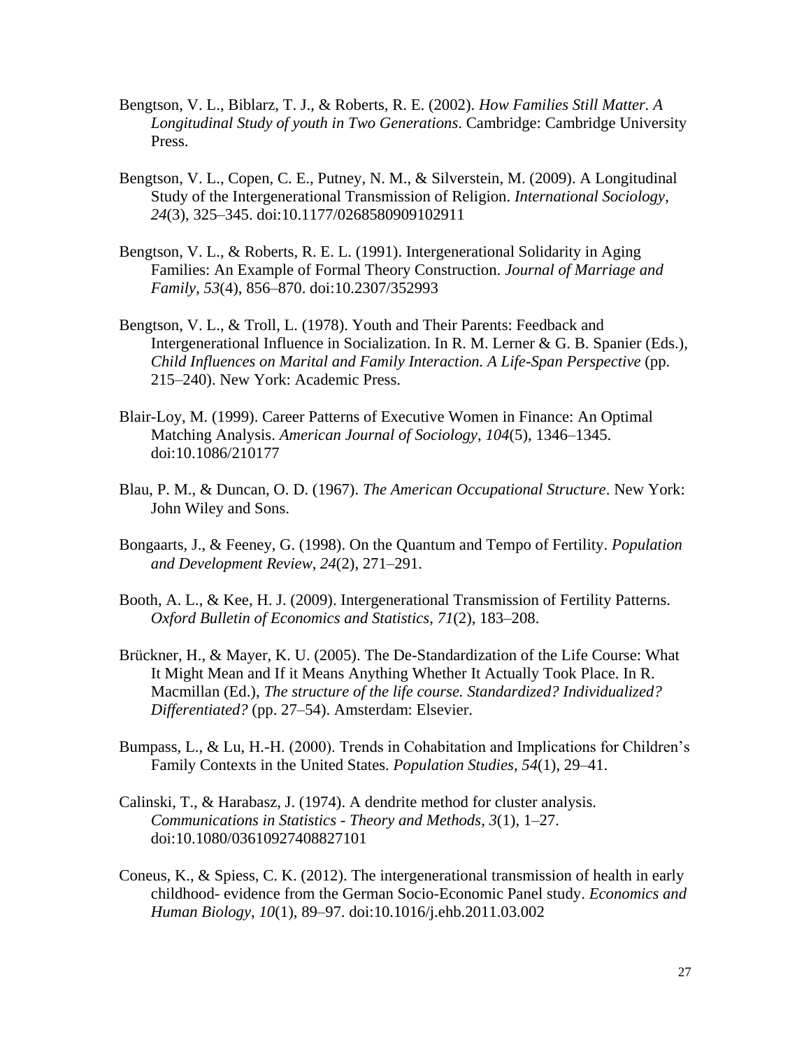Bengtson, V. L., Biblarz, T. J., & Roberts, R. E. (2002). *How Families Still Matter. A Longitudinal Study of youth in Two Generations*. Cambridge: Cambridge University Press.

Bengtson, V. L., Copen, C. E., Putney, N. M., & Silverstein, M. (2009). A Longitudinal Study of the Intergenerational Transmission of Religion. *International Sociology*, *24*(3), 325–345. doi:10.1177/0268580909102911

Bengtson, V. L., & Roberts, R. E. L. (1991). Intergenerational Solidarity in Aging Families: An Example of Formal Theory Construction. *Journal of Marriage and Family*, *53*(4), 856–870. doi:10.2307/352993

Bengtson, V. L., & Troll, L. (1978). Youth and Their Parents: Feedback and Intergenerational Influence in Socialization. In R. M. Lerner & G. B. Spanier (Eds.), *Child Influences on Marital and Family Interaction. A Life-Span Perspective* (pp. 215–240). New York: Academic Press.

Blair-Loy, M. (1999). Career Patterns of Executive Women in Finance: An Optimal Matching Analysis. *American Journal of Sociology*, *104*(5), 1346–1345. doi:10.1086/210177

Blau, P. M., & Duncan, O. D. (1967). *The American Occupational Structure*. New York: John Wiley and Sons.

Bongaarts, J., & Feeney, G. (1998). On the Quantum and Tempo of Fertility. *Population and Development Review*, *24*(2), 271–291.

Booth, A. L., & Kee, H. J. (2009). Intergenerational Transmission of Fertility Patterns. *Oxford Bulletin of Economics and Statistics*, *71*(2), 183–208.

Brückner, H., & Mayer, K. U. (2005). The De-Standardization of the Life Course: What It Might Mean and If it Means Anything Whether It Actually Took Place. In R. Macmillan (Ed.), *The structure of the life course. Standardized? Individualized? Differentiated?* (pp. 27–54). Amsterdam: Elsevier.

Bumpass, L., & Lu, H.-H. (2000). Trends in Cohabitation and Implications for Children's Family Contexts in the United States. *Population Studies*, *54*(1), 29–41.

Calinski, T., & Harabasz, J. (1974). A dendrite method for cluster analysis. *Communications in Statistics - Theory and Methods*, *3*(1), 1–27. doi:10.1080/03610927408827101

Coneus, K., & Spiess, C. K. (2012). The intergenerational transmission of health in early childhood- evidence from the German Socio-Economic Panel study. *Economics and Human Biology*, *10*(1), 89–97. doi:10.1016/j.ehb.2011.03.002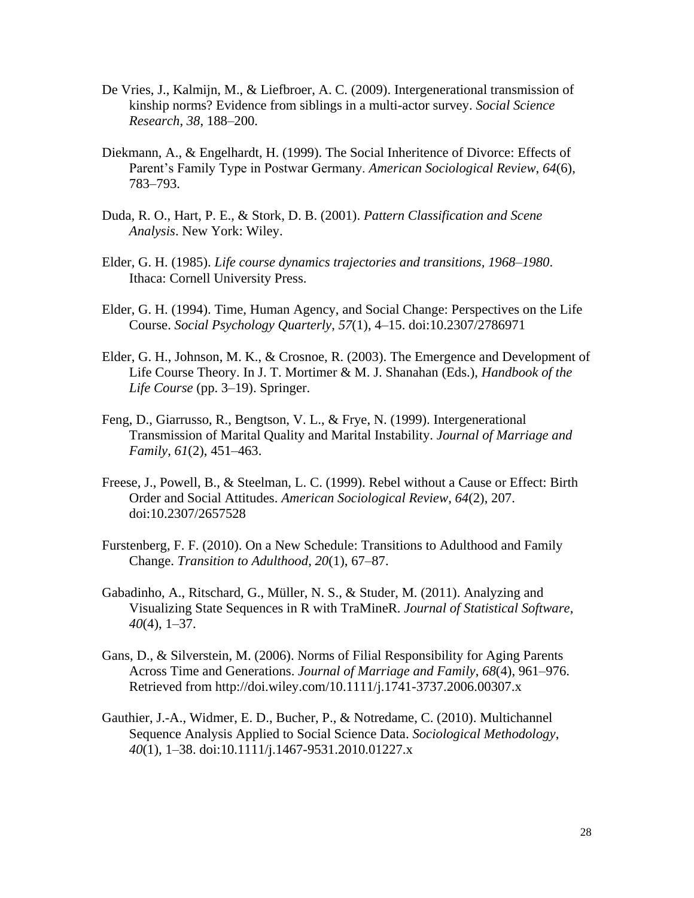De Vries, J., Kalmijn, M., & Liefbroer, A. C. (2009). Intergenerational transmission of kinship norms? Evidence from siblings in a multi-actor survey. *Social Science Research*, *38*, 188–200.

Diekmann, A., & Engelhardt, H. (1999). The Social Inheritence of Divorce: Effects of Parent's Family Type in Postwar Germany. *American Sociological Review*, *64*(6), 783–793.

Duda, R. O., Hart, P. E., & Stork, D. B. (2001). *Pattern Classification and Scene Analysis*. New York: Wiley.

Elder, G. H. (1985). *Life course dynamics trajectories and transitions, 1968–1980*. Ithaca: Cornell University Press.

Elder, G. H. (1994). Time, Human Agency, and Social Change: Perspectives on the Life Course. *Social Psychology Quarterly*, *57*(1), 4–15. doi:10.2307/2786971

Elder, G. H., Johnson, M. K., & Crosnoe, R. (2003). The Emergence and Development of Life Course Theory. In J. T. Mortimer & M. J. Shanahan (Eds.), *Handbook of the Life Course* (pp. 3–19). Springer.

Feng, D., Giarrusso, R., Bengtson, V. L., & Frye, N. (1999). Intergenerational Transmission of Marital Quality and Marital Instability. *Journal of Marriage and Family*, *61*(2), 451–463.

Freese, J., Powell, B., & Steelman, L. C. (1999). Rebel without a Cause or Effect: Birth Order and Social Attitudes. *American Sociological Review*, *64*(2), 207. doi:10.2307/2657528

Furstenberg, F. F. (2010). On a New Schedule: Transitions to Adulthood and Family Change. *Transition to Adulthood*, *20*(1), 67–87.

Gabadinho, A., Ritschard, G., Müller, N. S., & Studer, M. (2011). Analyzing and Visualizing State Sequences in R with TraMineR. *Journal of Statistical Software*, *40*(4), 1–37.

Gans, D., & Silverstein, M. (2006). Norms of Filial Responsibility for Aging Parents Across Time and Generations. *Journal of Marriage and Family*, *68*(4), 961–976. Retrieved from http://doi.wiley.com/10.1111/j.1741-3737.2006.00307.x

Gauthier, J.-A., Widmer, E. D., Bucher, P., & Notredame, C. (2010). Multichannel Sequence Analysis Applied to Social Science Data. *Sociological Methodology*, *40*(1), 1–38. doi:10.1111/j.1467-9531.2010.01227.x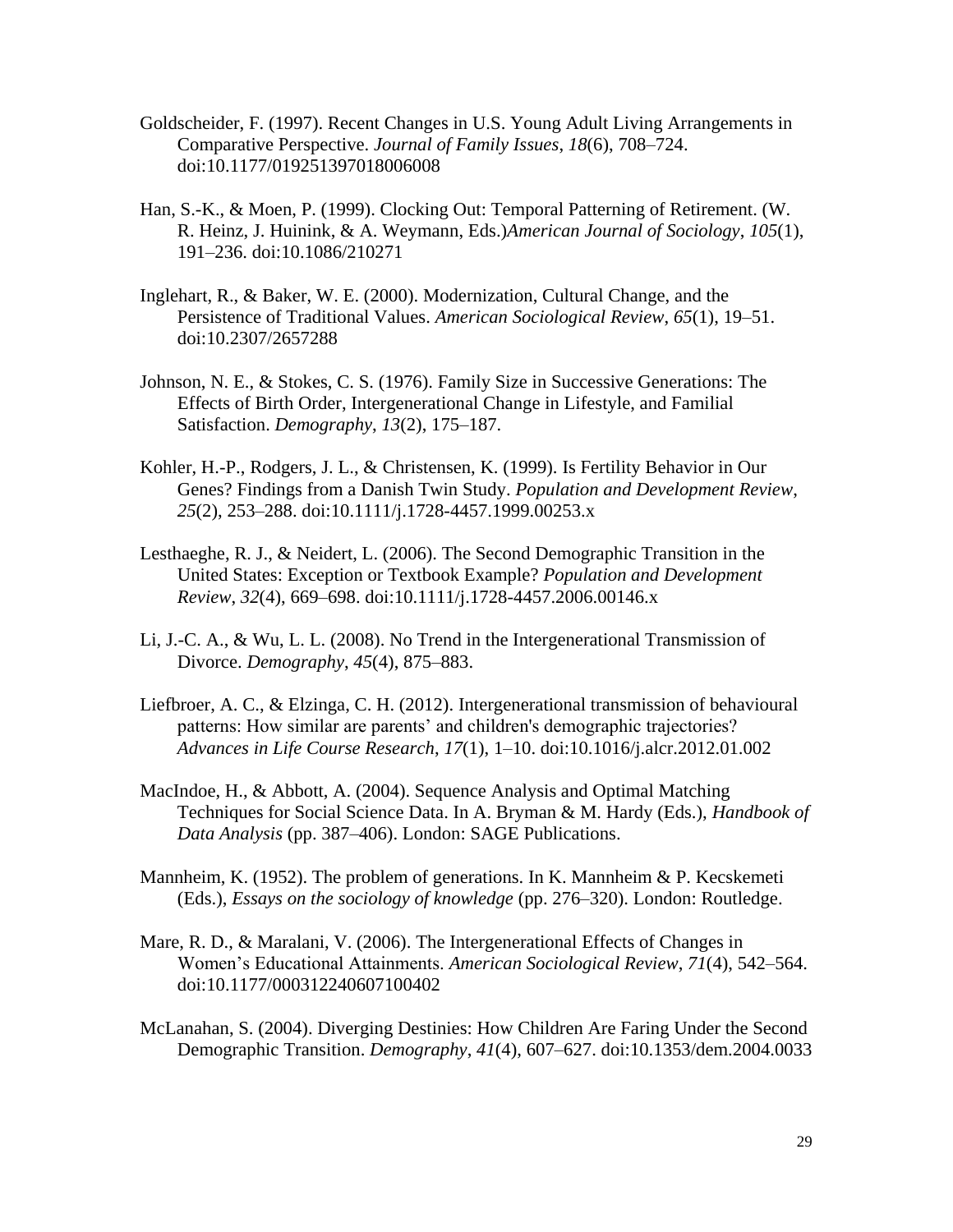Goldscheider, F. (1997). Recent Changes in U.S. Young Adult Living Arrangements in Comparative Perspective. *Journal of Family Issues*, *18*(6), 708–724. doi:10.1177/019251397018006008

Han, S.-K., & Moen, P. (1999). Clocking Out: Temporal Patterning of Retirement. (W. R. Heinz, J. Huinink, & A. Weymann, Eds.)*American Journal of Sociology*, *105*(1), 191–236. doi:10.1086/210271

Inglehart, R., & Baker, W. E. (2000). Modernization, Cultural Change, and the Persistence of Traditional Values. *American Sociological Review*, *65*(1), 19–51. doi:10.2307/2657288

Johnson, N. E., & Stokes, C. S. (1976). Family Size in Successive Generations: The Effects of Birth Order, Intergenerational Change in Lifestyle, and Familial Satisfaction. *Demography*, *13*(2), 175–187.

Kohler, H.-P., Rodgers, J. L., & Christensen, K. (1999). Is Fertility Behavior in Our Genes? Findings from a Danish Twin Study. *Population and Development Review*, *25*(2), 253–288. doi:10.1111/j.1728-4457.1999.00253.x

Lesthaeghe, R. J., & Neidert, L. (2006). The Second Demographic Transition in the United States: Exception or Textbook Example? *Population and Development Review*, *32*(4), 669–698. doi:10.1111/j.1728-4457.2006.00146.x

Li, J.-C. A., & Wu, L. L. (2008). No Trend in the Intergenerational Transmission of Divorce. *Demography*, *45*(4), 875–883.

Liefbroer, A. C., & Elzinga, C. H. (2012). Intergenerational transmission of behavioural patterns: How similar are parents' and children's demographic trajectories? *Advances in Life Course Research*, *17*(1), 1–10. doi:10.1016/j.alcr.2012.01.002

MacIndoe, H., & Abbott, A. (2004). Sequence Analysis and Optimal Matching Techniques for Social Science Data. In A. Bryman & M. Hardy (Eds.), *Handbook of Data Analysis* (pp. 387–406). London: SAGE Publications.

Mannheim, K. (1952). The problem of generations. In K. Mannheim & P. Kecskemeti (Eds.), *Essays on the sociology of knowledge* (pp. 276–320). London: Routledge.

Mare, R. D., & Maralani, V. (2006). The Intergenerational Effects of Changes in Women's Educational Attainments. *American Sociological Review*, *71*(4), 542–564. doi:10.1177/000312240607100402

McLanahan, S. (2004). Diverging Destinies: How Children Are Faring Under the Second Demographic Transition. *Demography*, *41*(4), 607–627. doi:10.1353/dem.2004.0033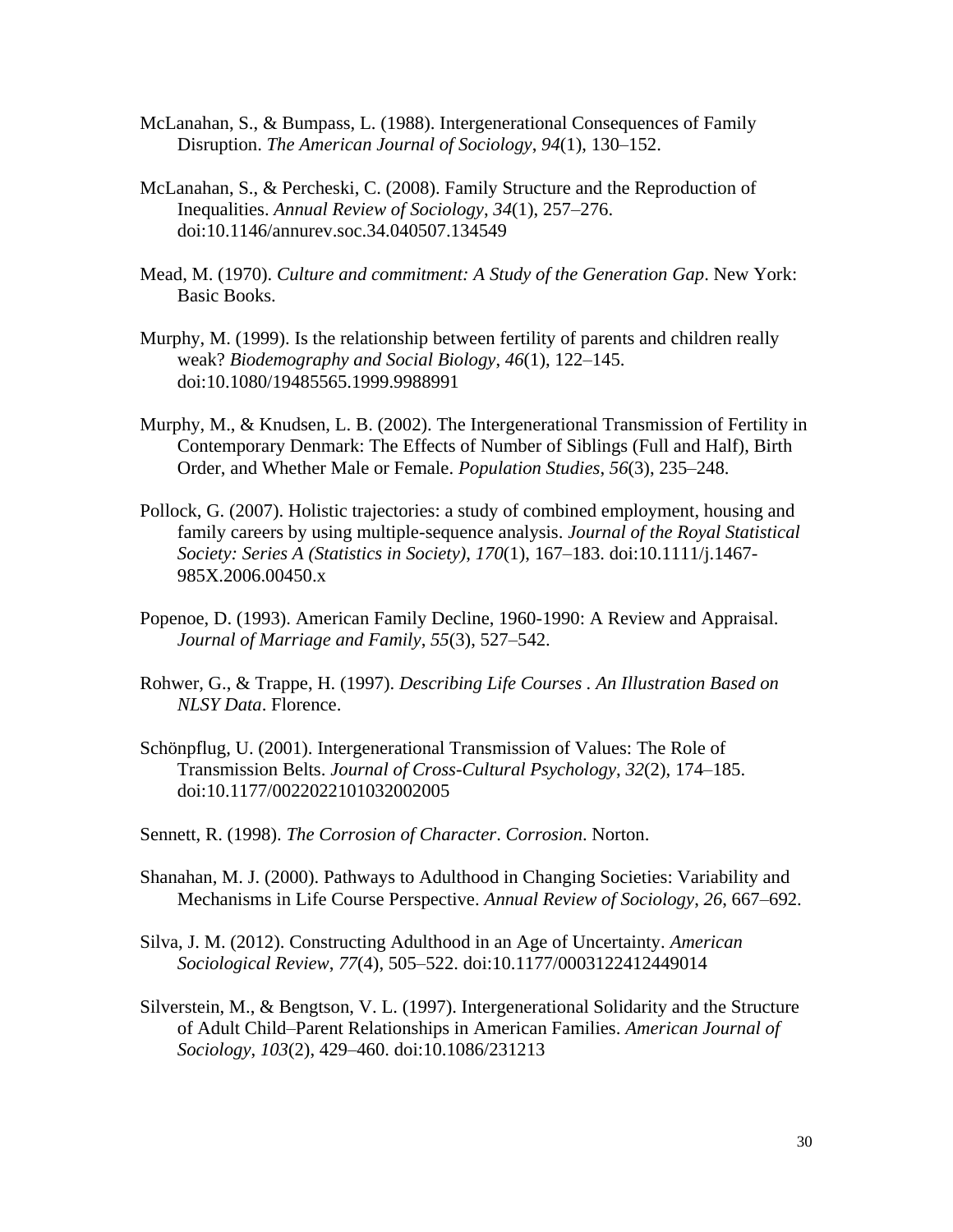McLanahan, S., & Bumpass, L. (1988). Intergenerational Consequences of Family Disruption. *The American Journal of Sociology*, *94*(1), 130–152.

McLanahan, S., & Percheski, C. (2008). Family Structure and the Reproduction of Inequalities. *Annual Review of Sociology*, *34*(1), 257–276. doi:10.1146/annurev.soc.34.040507.134549

Mead, M. (1970). *Culture and commitment: A Study of the Generation Gap*. New York: Basic Books.

Murphy, M. (1999). Is the relationship between fertility of parents and children really weak? *Biodemography and Social Biology*, *46*(1), 122–145. doi:10.1080/19485565.1999.9988991

Murphy, M., & Knudsen, L. B. (2002). The Intergenerational Transmission of Fertility in Contemporary Denmark: The Effects of Number of Siblings (Full and Half), Birth Order, and Whether Male or Female. *Population Studies*, *56*(3), 235–248.

Pollock, G. (2007). Holistic trajectories: a study of combined employment, housing and family careers by using multiple-sequence analysis. *Journal of the Royal Statistical Society: Series A (Statistics in Society)*, *170*(1), 167–183. doi:10.1111/j.1467-985X.2006.00450.x

Popenoe, D. (1993). American Family Decline, 1960-1990: A Review and Appraisal. *Journal of Marriage and Family*, *55*(3), 527–542.

Rohwer, G., & Trappe, H. (1997). *Describing Life Courses . An Illustration Based on NLSY Data*. Florence.

Schönpflug, U. (2001). Intergenerational Transmission of Values: The Role of Transmission Belts. *Journal of Cross-Cultural Psychology*, *32*(2), 174–185. doi:10.1177/0022022101032002005

Sennett, R. (1998). *The Corrosion of Character*. *Corrosion*. Norton.

Shanahan, M. J. (2000). Pathways to Adulthood in Changing Societies: Variability and Mechanisms in Life Course Perspective. *Annual Review of Sociology*, *26*, 667–692.

Silva, J. M. (2012). Constructing Adulthood in an Age of Uncertainty. *American Sociological Review*, *77*(4), 505–522. doi:10.1177/0003122412449014

Silverstein, M., & Bengtson, V. L. (1997). Intergenerational Solidarity and the Structure of Adult Child–Parent Relationships in American Families. *American Journal of Sociology*, *103*(2), 429–460. doi:10.1086/231213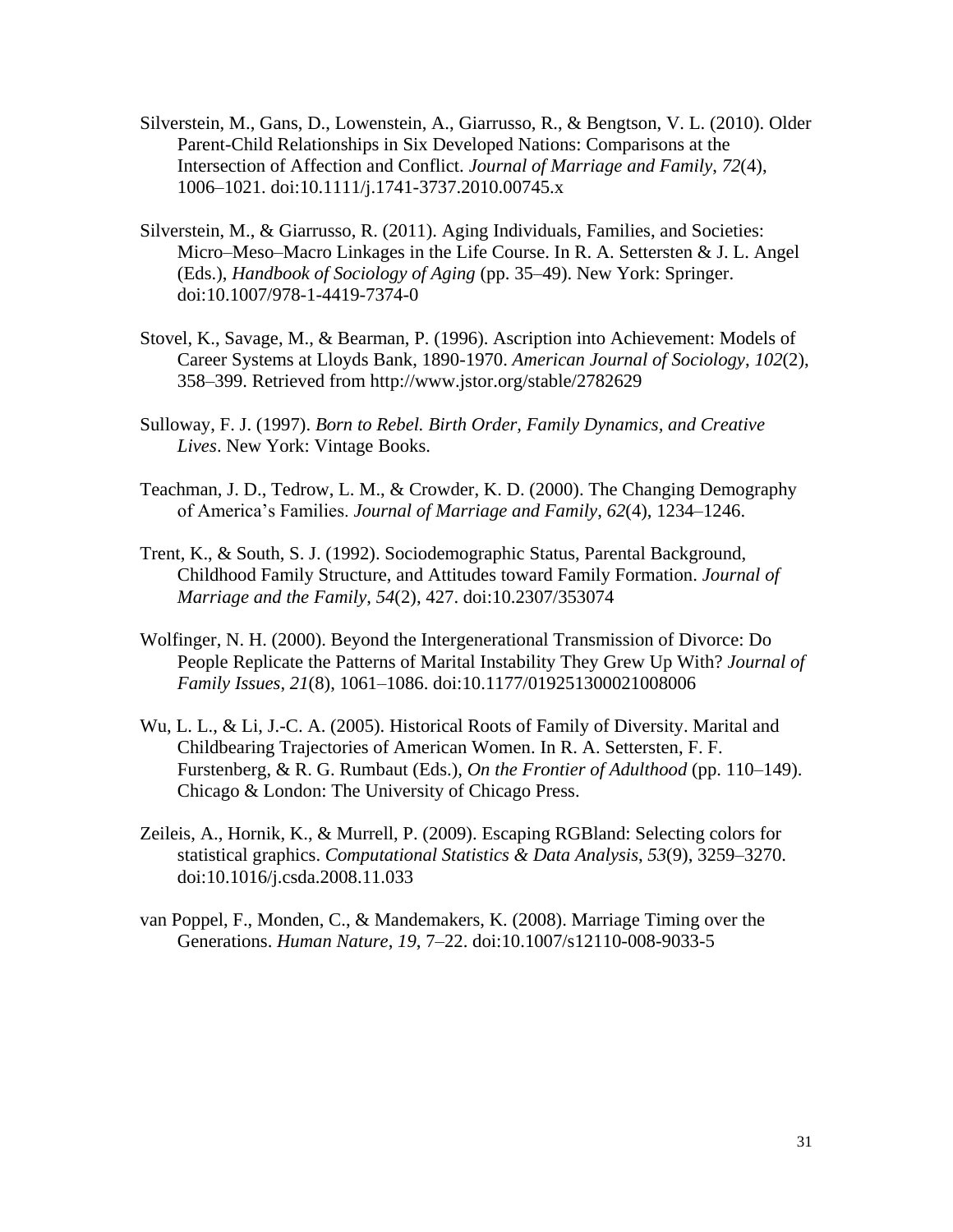Silverstein, M., Gans, D., Lowenstein, A., Giarrusso, R., & Bengtson, V. L. (2010). Older Parent-Child Relationships in Six Developed Nations: Comparisons at the Intersection of Affection and Conflict. *Journal of Marriage and Family*, *72*(4), 1006–1021. doi:10.1111/j.1741-3737.2010.00745.x

Silverstein, M., & Giarrusso, R. (2011). Aging Individuals, Families, and Societies: Micro–Meso–Macro Linkages in the Life Course. In R. A. Settersten & J. L. Angel (Eds.), *Handbook of Sociology of Aging* (pp. 35–49). New York: Springer. doi:10.1007/978-1-4419-7374-0

Stovel, K., Savage, M., & Bearman, P. (1996). Ascription into Achievement: Models of Career Systems at Lloyds Bank, 1890-1970. *American Journal of Sociology*, *102*(2), 358–399. Retrieved from http://www.jstor.org/stable/2782629

Sulloway, F. J. (1997). *Born to Rebel. Birth Order, Family Dynamics, and Creative Lives*. New York: Vintage Books.

Teachman, J. D., Tedrow, L. M., & Crowder, K. D. (2000). The Changing Demography of America's Families. *Journal of Marriage and Family*, *62*(4), 1234–1246.

Trent, K., & South, S. J. (1992). Sociodemographic Status, Parental Background, Childhood Family Structure, and Attitudes toward Family Formation. *Journal of Marriage and the Family*, *54*(2), 427. doi:10.2307/353074

Wolfinger, N. H. (2000). Beyond the Intergenerational Transmission of Divorce: Do People Replicate the Patterns of Marital Instability They Grew Up With? *Journal of Family Issues*, *21*(8), 1061–1086. doi:10.1177/019251300021008006

Wu, L. L., & Li, J.-C. A. (2005). Historical Roots of Family of Diversity. Marital and Childbearing Trajectories of American Women. In R. A. Settersten, F. F. Furstenberg, & R. G. Rumbaut (Eds.), *On the Frontier of Adulthood* (pp. 110–149). Chicago & London: The University of Chicago Press.

Zeileis, A., Hornik, K., & Murrell, P. (2009). Escaping RGBland: Selecting colors for statistical graphics. *Computational Statistics & Data Analysis*, *53*(9), 3259–3270. doi:10.1016/j.csda.2008.11.033

van Poppel, F., Monden, C., & Mandemakers, K. (2008). Marriage Timing over the Generations. *Human Nature*, *19*, 7–22. doi:10.1007/s12110-008-9033-5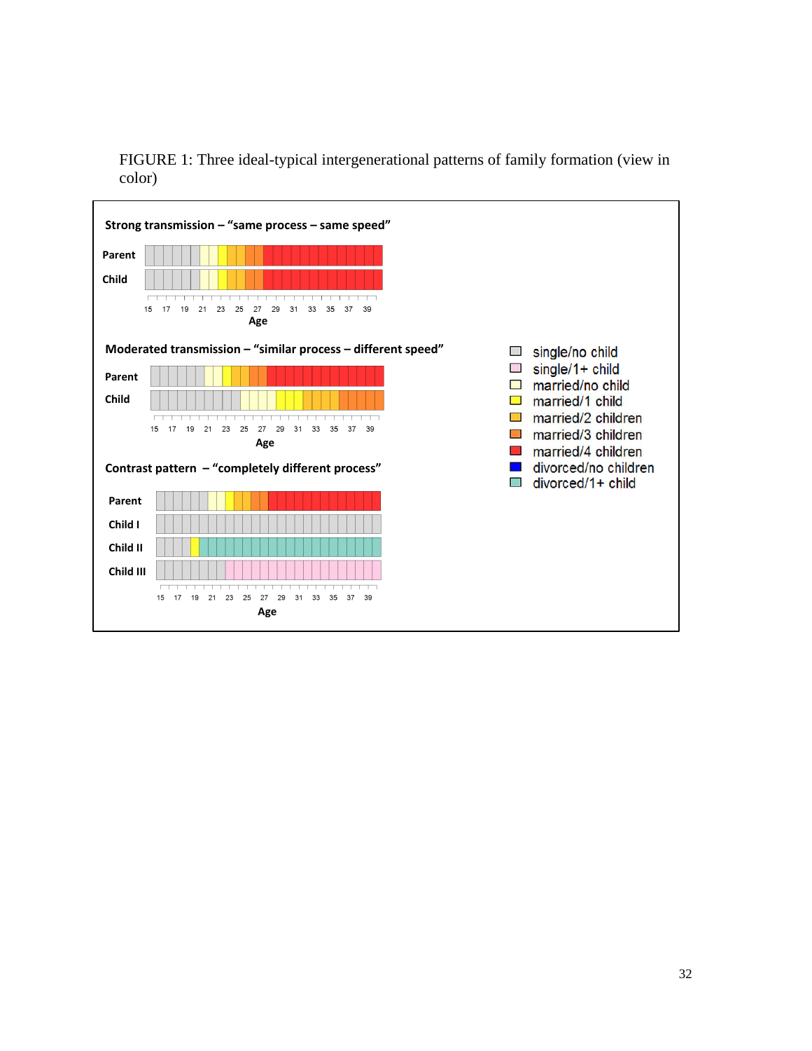FIGURE 1: Three ideal-typical intergenerational patterns of family formation (view in color)

**Strong transmission – "same process – same speed"**

Parent

Child

15 17 19 21 23 25 27 29 31 33 35 37 39

Age

**Moderated transmission – "similar process – different speed"**

Parent

Child

15 17 19 21 23 25 27 29 31 33 35 37 39

Age

**Contrast pattern – "completely different process"**

Parent

Child I

Child II

Child III

15 17 19 21 23 25 27 29 31 33 35 37 39

Age

- single/no child
- single/1+ child
- married/no child
- married/1 child
- married/2 children
- married/3 children
- married/4 children
- divorced/no children
- divorced/1+ child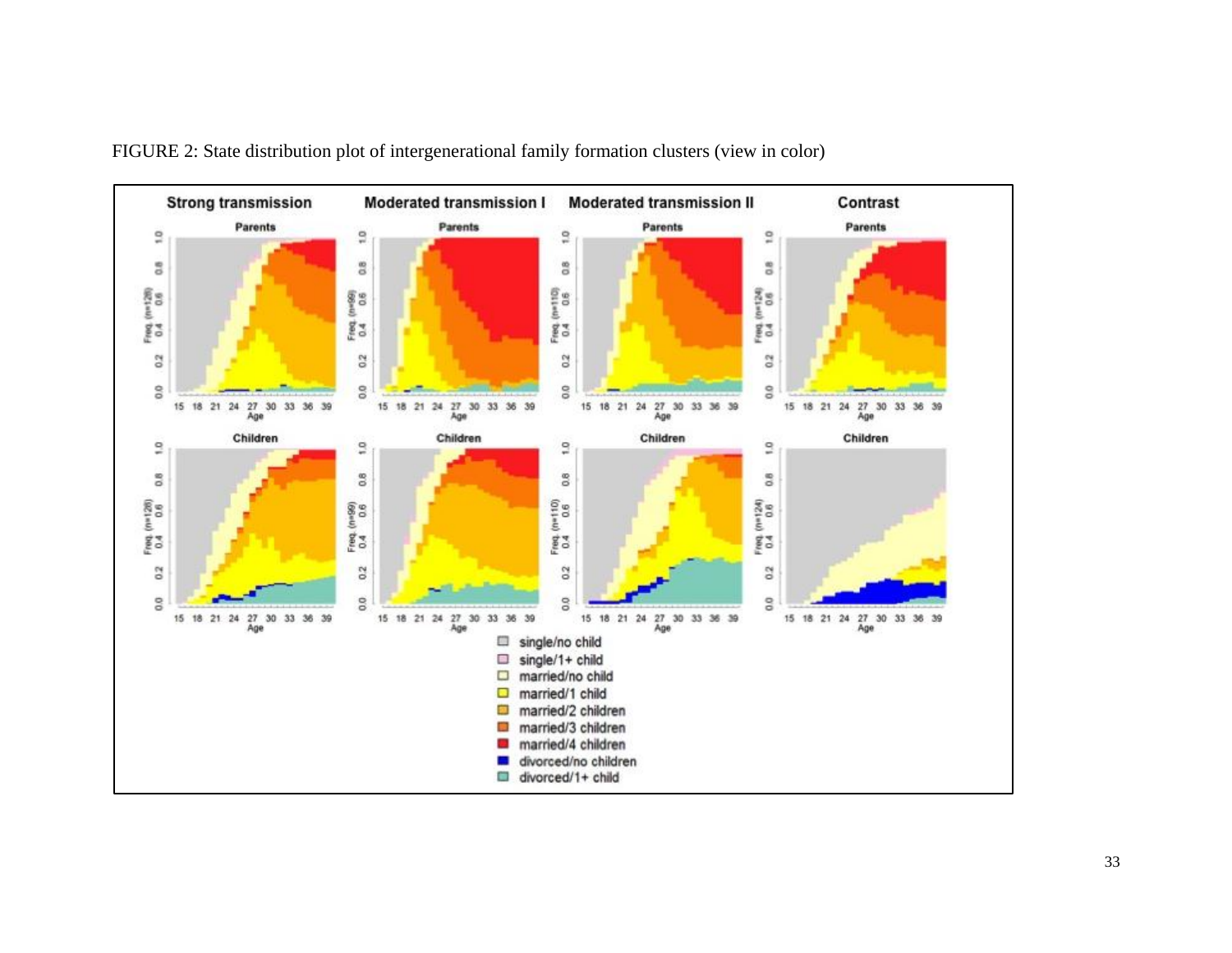FIGURE 2: State distribution plot of intergenerational family formation clusters (view in color)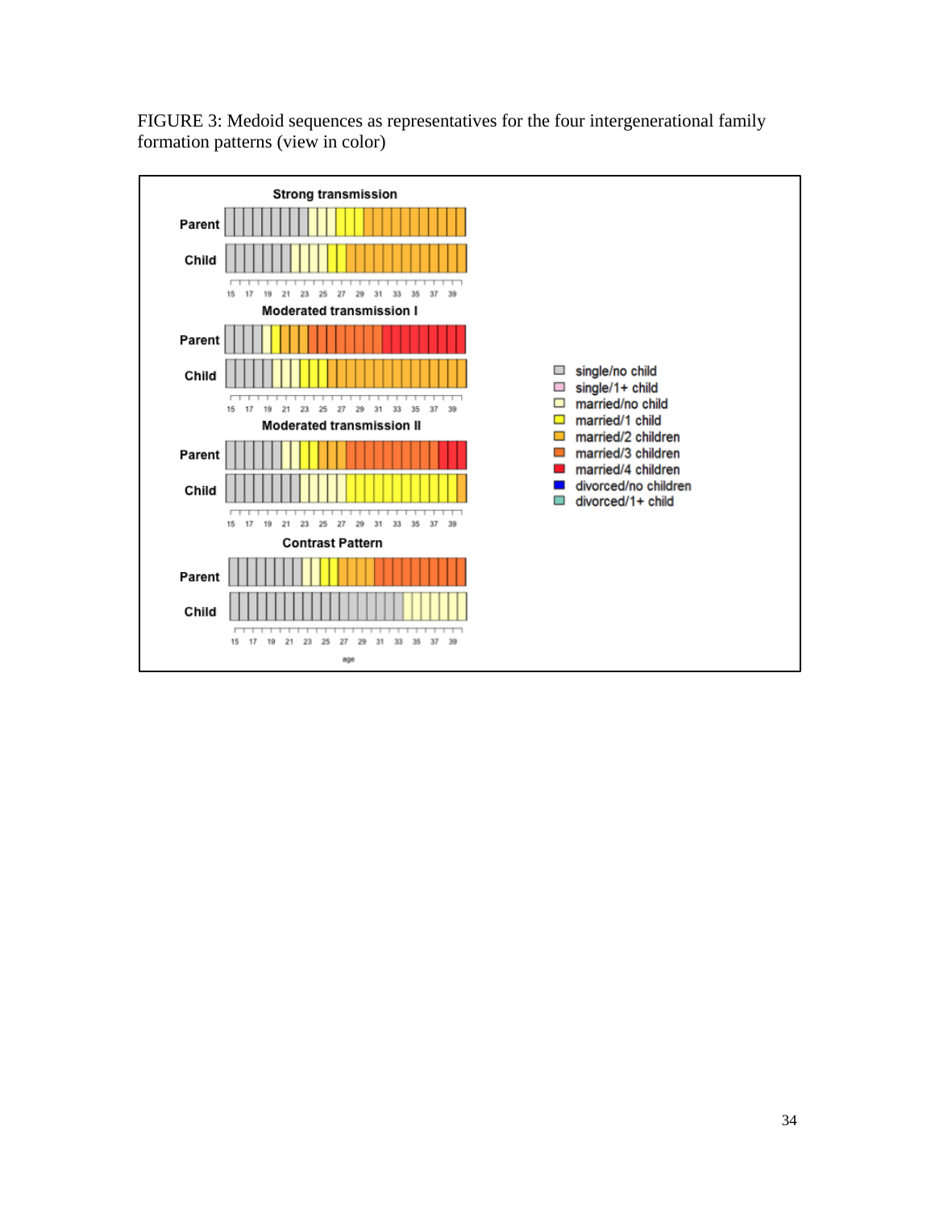FIGURE 3: Medoid sequences as representatives for the four intergenerational family formation patterns (view in color)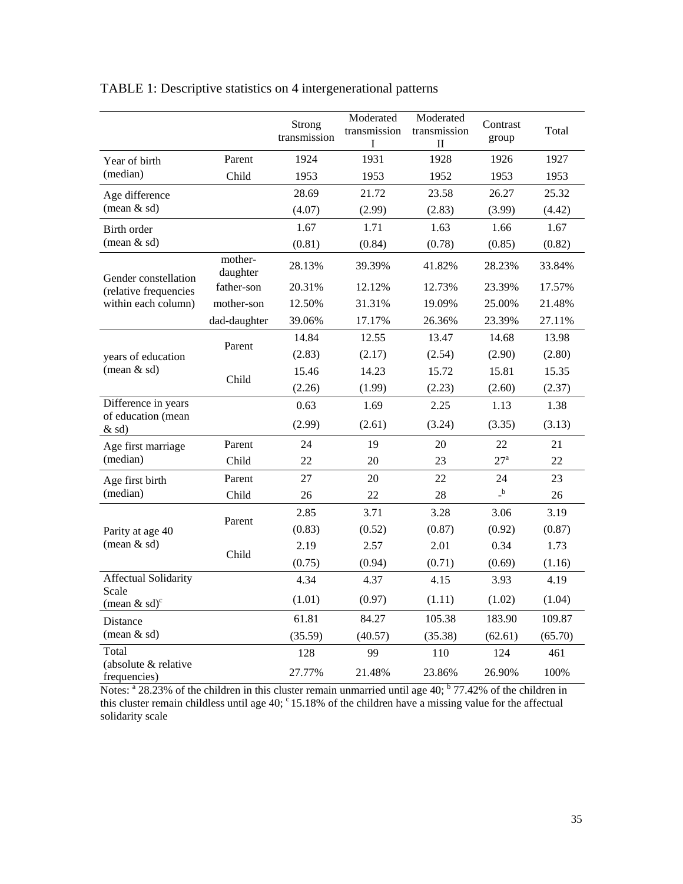TABLE 1: Descriptive statistics on 4 intergenerational patterns

| | | Strong transmission | Moderated transmission I | Moderated transmission II | Contrast group | Total |
|---|---|---|---|---|---|---|
| Year of birth (median) | Parent | 1924 | 1931 | 1928 | 1926 | 1927 |
| | Child | 1953 | 1953 | 1952 | 1953 | 1953 |
| Age difference (mean & sd) | | 28.69 | 21.72 | 23.58 | 26.27 | 25.32 |
| | | (4.07) | (2.99) | (2.83) | (3.99) | (4.42) |
| Birth order (mean & sd) | | 1.67 | 1.71 | 1.63 | 1.66 | 1.67 |
| | | (0.81) | (0.84) | (0.78) | (0.85) | (0.82) |
| Gender constellation (relative frequencies within each column) | mother-daughter | 28.13% | 39.39% | 41.82% | 28.23% | 33.84% |
| | father-son | 20.31% | 12.12% | 12.73% | 23.39% | 17.57% |
| | mother-son | 12.50% | 31.31% | 19.09% | 25.00% | 21.48% |
| | dad-daughter | 39.06% | 17.17% | 26.36% | 23.39% | 27.11% |
| years of education (mean & sd) | Parent | 14.84 | 12.55 | 13.47 | 14.68 | 13.98 |
| | | (2.83) | (2.17) | (2.54) | (2.90) | (2.80) |
| | Child | 15.46 | 14.23 | 15.72 | 15.81 | 15.35 |
| | | (2.26) | (1.99) | (2.23) | (2.60) | (2.37) |
| Difference in years of education (mean & sd) | | 0.63 | 1.69 | 2.25 | 1.13 | 1.38 |
| | | (2.99) | (2.61) | (3.24) | (3.35) | (3.13) |
| Age first marriage (median) | Parent | 24 | 19 | 20 | 22 | 21 |
| | Child | 22 | 20 | 23 | 27[a] | 22 |
| Age first birth (median) | Parent | 27 | 20 | 22 | 24 | 23 |
| | Child | 26 | 22 | 28 | -[b] | 26 |
| Parity at age 40 (mean & sd) | Parent | 2.85 | 3.71 | 3.28 | 3.06 | 3.19 |
| | | (0.83) | (0.52) | (0.87) | (0.92) | (0.87) |
| | Child | 2.19 | 2.57 | 2.01 | 0.34 | 1.73 |
| | | (0.75) | (0.94) | (0.71) | (0.69) | (1.16) |
| Affectual Solidarity Scale (mean & sd)[c] | | 4.34 | 4.37 | 4.15 | 3.93 | 4.19 |
| | | (1.01) | (0.97) | (1.11) | (1.02) | (1.04) |
| Distance (mean & sd) | | 61.81 | 84.27 | 105.38 | 183.90 | 109.87 |
| | | (35.59) | (40.57) | (35.38) | (62.61) | (65.70) |
| Total (absolute & relative frequencies) | | 128 | 99 | 110 | 124 | 461 |
| | | 27.77% | 21.48% | 23.86% | 26.90% | 100% |

Notes: [a] 28.23% of the children in this cluster remain unmarried until age 40; [b] 77.42% of the children in this cluster remain childless until age 40; [c] 15.18% of the children have a missing value for the affectual solidarity scale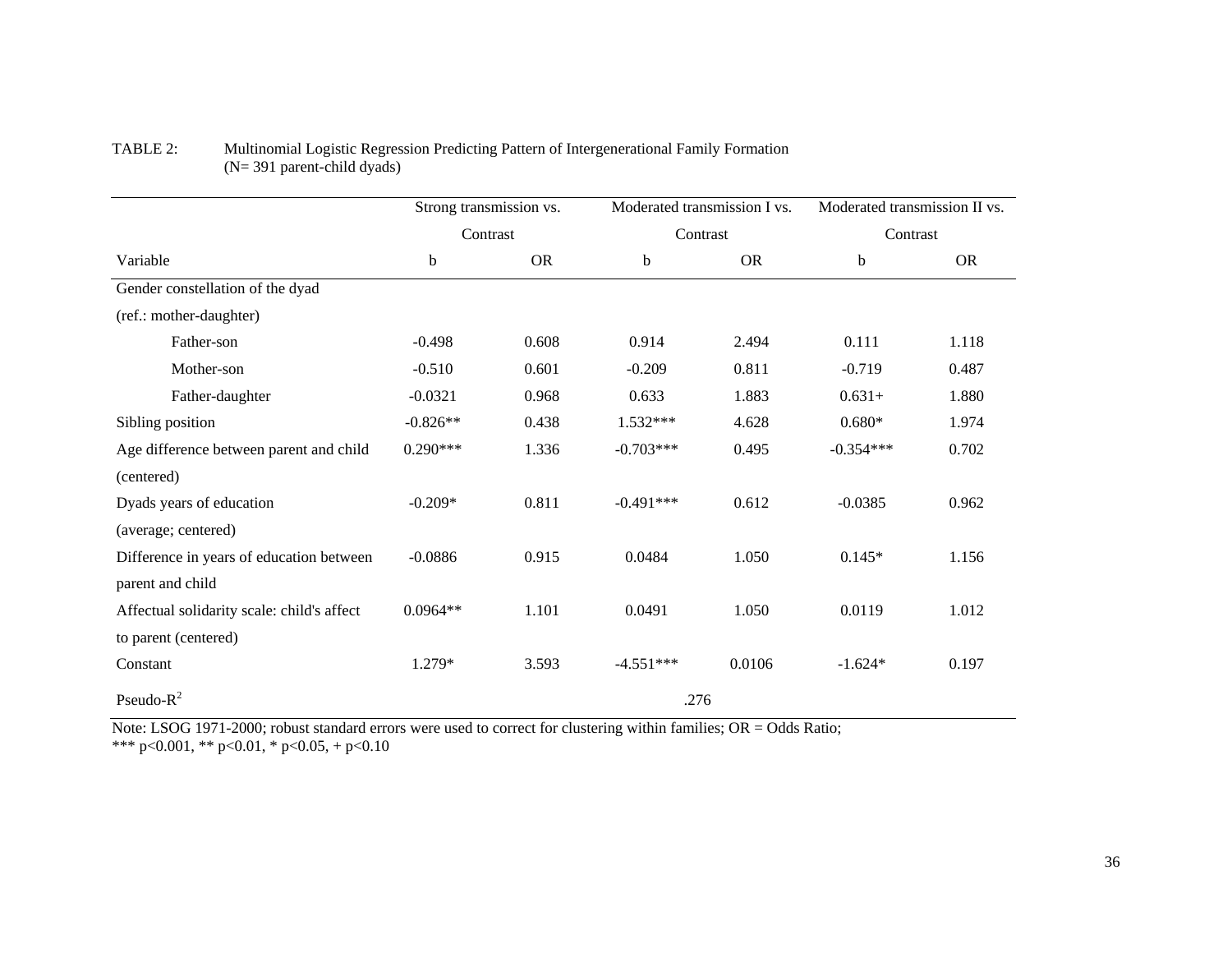TABLE 2: Multinomial Logistic Regression Predicting Pattern of Intergenerational Family Formation (N= 391 parent-child dyads)

| | Strong transmission vs. Contrast | | Moderated transmission I vs. Contrast | | Moderated transmission II vs. Contrast | |
|---|---|---|---|---|---|---|
| Variable | b | OR | b | OR | b | OR |
| Gender constellation of the dyad (ref.: mother-daughter) | | | | | | |
| Father-son | -0.498 | 0.608 | 0.914 | 2.494 | 0.111 | 1.118 |
| Mother-son | -0.510 | 0.601 | -0.209 | 0.811 | -0.719 | 0.487 |
| Father-daughter | -0.0321 | 0.968 | 0.633 | 1.883 | 0.631+ | 1.880 |
| Sibling position | -0.826** | 0.438 | 1.532*** | 4.628 | 0.680* | 1.974 |
| Age difference between parent and child (centered) | 0.290*** | 1.336 | -0.703*** | 0.495 | -0.354*** | 0.702 |
| Dyads years of education (average; centered) | -0.209* | 0.811 | -0.491*** | 0.612 | -0.0385 | 0.962 |
| Difference in years of education between parent and child | -0.0886 | 0.915 | 0.0484 | 1.050 | 0.145* | 1.156 |
| Affectual solidarity scale: child's affect to parent (centered) | 0.0964** | 1.101 | 0.0491 | 1.050 | 0.0119 | 1.012 |
| Constant | 1.279* | 3.593 | -4.551*** | 0.0106 | -1.624* | 0.197 |
| Pseudo-$R^2$ | | | .276 | | | |

Note: LSOG 1971-2000; robust standard errors were used to correct for clustering within families; OR = Odds Ratio;
*** p<0.001, ** p<0.01, * p<0.05, + p<0.10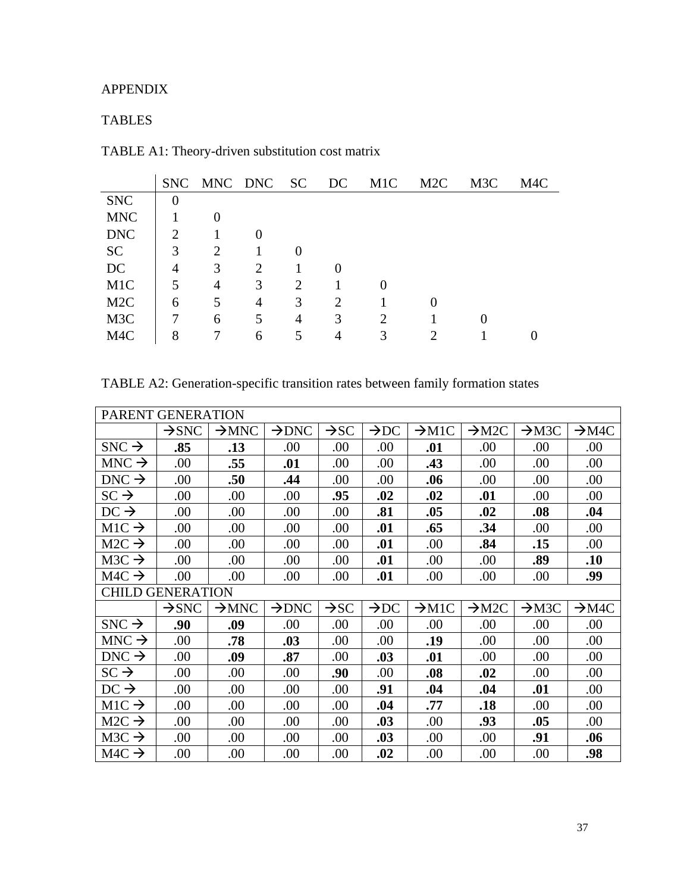APPENDIX

TABLES

TABLE A1: Theory-driven substitution cost matrix

| | SNC | MNC | DNC | SC | DC | M1C | M2C | M3C | M4C |
|---|---|---|---|---|---|---|---|---|---|
| SNC | 0 | | | | | | | | |
| MNC | 1 | 0 | | | | | | | |
| DNC | 2 | 1 | 0 | | | | | | |
| SC | 3 | 2 | 1 | 0 | | | | | |
| DC | 4 | 3 | 2 | 1 | 0 | | | | |
| M1C | 5 | 4 | 3 | 2 | 1 | 0 | | | |
| M2C | 6 | 5 | 4 | 3 | 2 | 1 | 0 | | |
| M3C | 7 | 6 | 5 | 4 | 3 | 2 | 1 | 0 | |
| M4C | 8 | 7 | 6 | 5 | 4 | 3 | 2 | 1 | 0 |

TABLE A2: Generation-specific transition rates between family formation states

| PARENT GENERATION | | | | | | | | | |
|---|---|---|---|---|---|---|---|---|---|
| | →SNC | →MNC | →DNC | →SC | →DC | →M1C | →M2C | →M3C | →M4C |
| SNC → | **.85** | **.13** | .00 | .00 | .00 | **.01** | .00 | .00 | .00 |
| MNC → | .00 | **.55** | **.01** | .00 | .00 | **.43** | .00 | .00 | .00 |
| DNC → | .00 | **.50** | **.44** | .00 | .00 | **.06** | .00 | .00 | .00 |
| SC → | .00 | .00 | .00 | **.95** | **.02** | **.02** | **.01** | .00 | .00 |
| DC → | .00 | .00 | .00 | .00 | **.81** | **.05** | **.02** | **.08** | **.04** |
| M1C → | .00 | .00 | .00 | .00 | **.01** | **.65** | **.34** | .00 | .00 |
| M2C → | .00 | .00 | .00 | .00 | **.01** | .00 | **.84** | **.15** | .00 |
| M3C → | .00 | .00 | .00 | .00 | **.01** | .00 | .00 | **.89** | **.10** |
| M4C → | .00 | .00 | .00 | .00 | **.01** | .00 | .00 | .00 | **.99** |
| CHILD GENERATION | | | | | | | | | |
| | →SNC | →MNC | →DNC | →SC | →DC | →M1C | →M2C | →M3C | →M4C |
| SNC → | **.90** | **.09** | .00 | .00 | .00 | .00 | .00 | .00 | .00 |
| MNC → | .00 | **.78** | **.03** | .00 | .00 | **.19** | .00 | .00 | .00 |
| DNC → | .00 | **.09** | **.87** | .00 | **.03** | **.01** | .00 | .00 | .00 |
| SC → | .00 | .00 | .00 | **.90** | .00 | **.08** | **.02** | .00 | .00 |
| DC → | .00 | .00 | .00 | .00 | **.91** | **.04** | **.04** | **.01** | .00 |
| M1C → | .00 | .00 | .00 | .00 | **.04** | **.77** | **.18** | .00 | .00 |
| M2C → | .00 | .00 | .00 | .00 | **.03** | .00 | **.93** | **.05** | .00 |
| M3C → | .00 | .00 | .00 | .00 | **.03** | .00 | .00 | **.91** | **.06** |
| M4C → | .00 | .00 | .00 | .00 | **.02** | .00 | .00 | .00 | **.98** |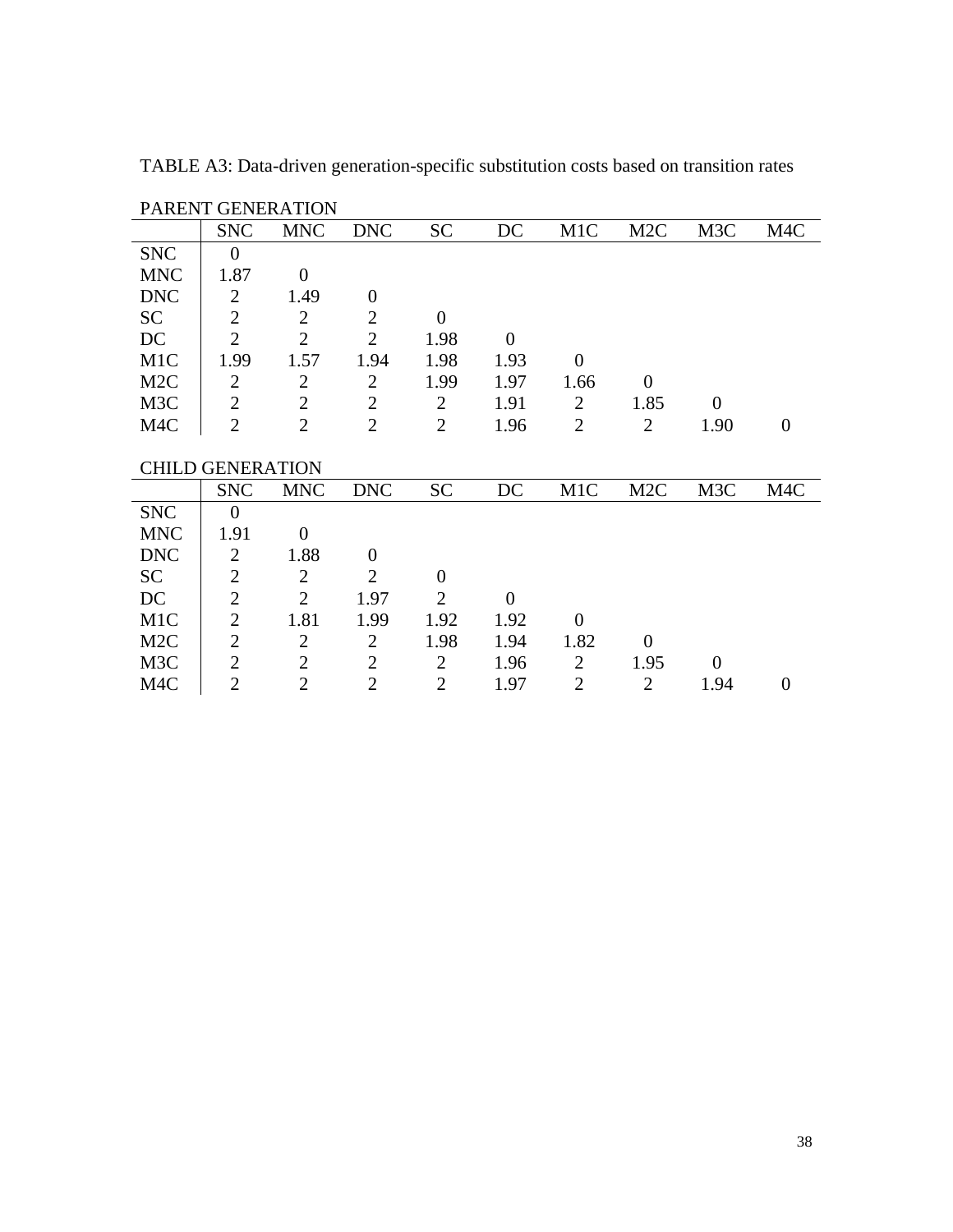TABLE A3: Data-driven generation-specific substitution costs based on transition rates

PARENT GENERATION

| | SNC | MNC | DNC | SC | DC | M1C | M2C | M3C | M4C |
|---|---|---|---|---|---|---|---|---|---|
| SNC | 0 | | | | | | | | |
| MNC | 1.87 | 0 | | | | | | | |
| DNC | 2 | 1.49 | 0 | | | | | | |
| SC | 2 | 2 | 2 | 0 | | | | | |
| DC | 2 | 2 | 2 | 1.98 | 0 | | | | |
| M1C | 1.99 | 1.57 | 1.94 | 1.98 | 1.93 | 0 | | | |
| M2C | 2 | 2 | 2 | 1.99 | 1.97 | 1.66 | 0 | | |
| M3C | 2 | 2 | 2 | 2 | 1.91 | 2 | 1.85 | 0 | |
| M4C | 2 | 2 | 2 | 2 | 1.96 | 2 | 2 | 1.90 | 0 |

CHILD GENERATION

| | SNC | MNC | DNC | SC | DC | M1C | M2C | M3C | M4C |
|---|---|---|---|---|---|---|---|---|---|
| SNC | 0 | | | | | | | | |
| MNC | 1.91 | 0 | | | | | | | |
| DNC | 2 | 1.88 | 0 | | | | | | |
| SC | 2 | 2 | 2 | 0 | | | | | |
| DC | 2 | 2 | 1.97 | 2 | 0 | | | | |
| M1C | 2 | 1.81 | 1.99 | 1.92 | 1.92 | 0 | | | |
| M2C | 2 | 2 | 2 | 1.98 | 1.94 | 1.82 | 0 | | |
| M3C | 2 | 2 | 2 | 2 | 1.96 | 2 | 1.95 | 0 | |
| M4C | 2 | 2 | 2 | 2 | 1.97 | 2 | 2 | 1.94 | 0 |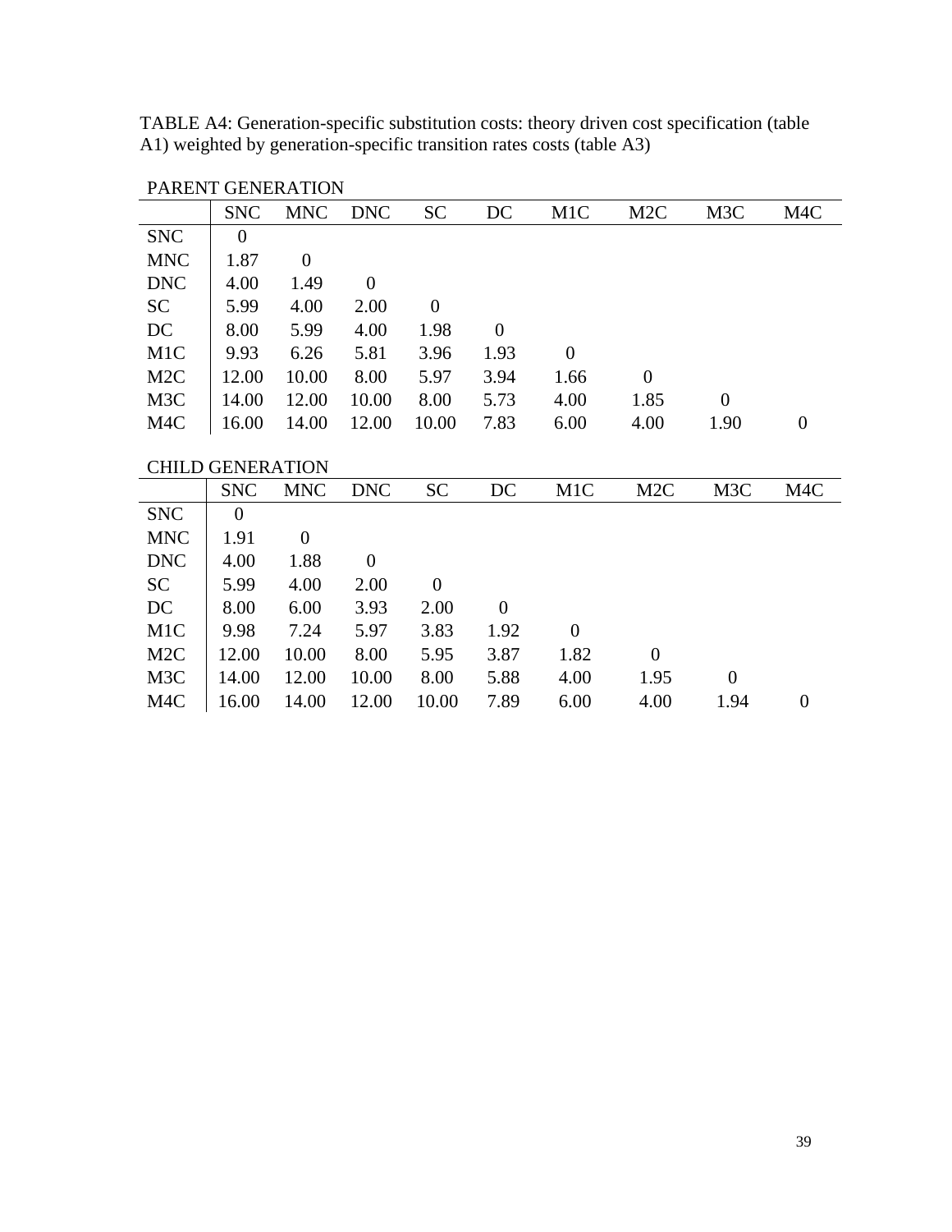TABLE A4: Generation-specific substitution costs: theory driven cost specification (table A1) weighted by generation-specific transition rates costs (table A3)

PARENT GENERATION

| | SNC | MNC | DNC | SC | DC | M1C | M2C | M3C | M4C |
|---|---|---|---|---|---|---|---|---|---|
| SNC | 0 | | | | | | | | |
| MNC | 1.87 | 0 | | | | | | | |
| DNC | 4.00 | 1.49 | 0 | | | | | | |
| SC | 5.99 | 4.00 | 2.00 | 0 | | | | | |
| DC | 8.00 | 5.99 | 4.00 | 1.98 | 0 | | | | |
| M1C | 9.93 | 6.26 | 5.81 | 3.96 | 1.93 | 0 | | | |
| M2C | 12.00 | 10.00 | 8.00 | 5.97 | 3.94 | 1.66 | 0 | | |
| M3C | 14.00 | 12.00 | 10.00 | 8.00 | 5.73 | 4.00 | 1.85 | 0 | |
| M4C | 16.00 | 14.00 | 12.00 | 10.00 | 7.83 | 6.00 | 4.00 | 1.90 | 0 |

CHILD GENERATION

| | SNC | MNC | DNC | SC | DC | M1C | M2C | M3C | M4C |
|---|---|---|---|---|---|---|---|---|---|
| SNC | 0 | | | | | | | | |
| MNC | 1.91 | 0 | | | | | | | |
| DNC | 4.00 | 1.88 | 0 | | | | | | |
| SC | 5.99 | 4.00 | 2.00 | 0 | | | | | |
| DC | 8.00 | 6.00 | 3.93 | 2.00 | 0 | | | | |
| M1C | 9.98 | 7.24 | 5.97 | 3.83 | 1.92 | 0 | | | |
| M2C | 12.00 | 10.00 | 8.00 | 5.95 | 3.87 | 1.82 | 0 | | |
| M3C | 14.00 | 12.00 | 10.00 | 8.00 | 5.88 | 4.00 | 1.95 | 0 | |
| M4C | 16.00 | 14.00 | 12.00 | 10.00 | 7.89 | 6.00 | 4.00 | 1.94 | 0 |